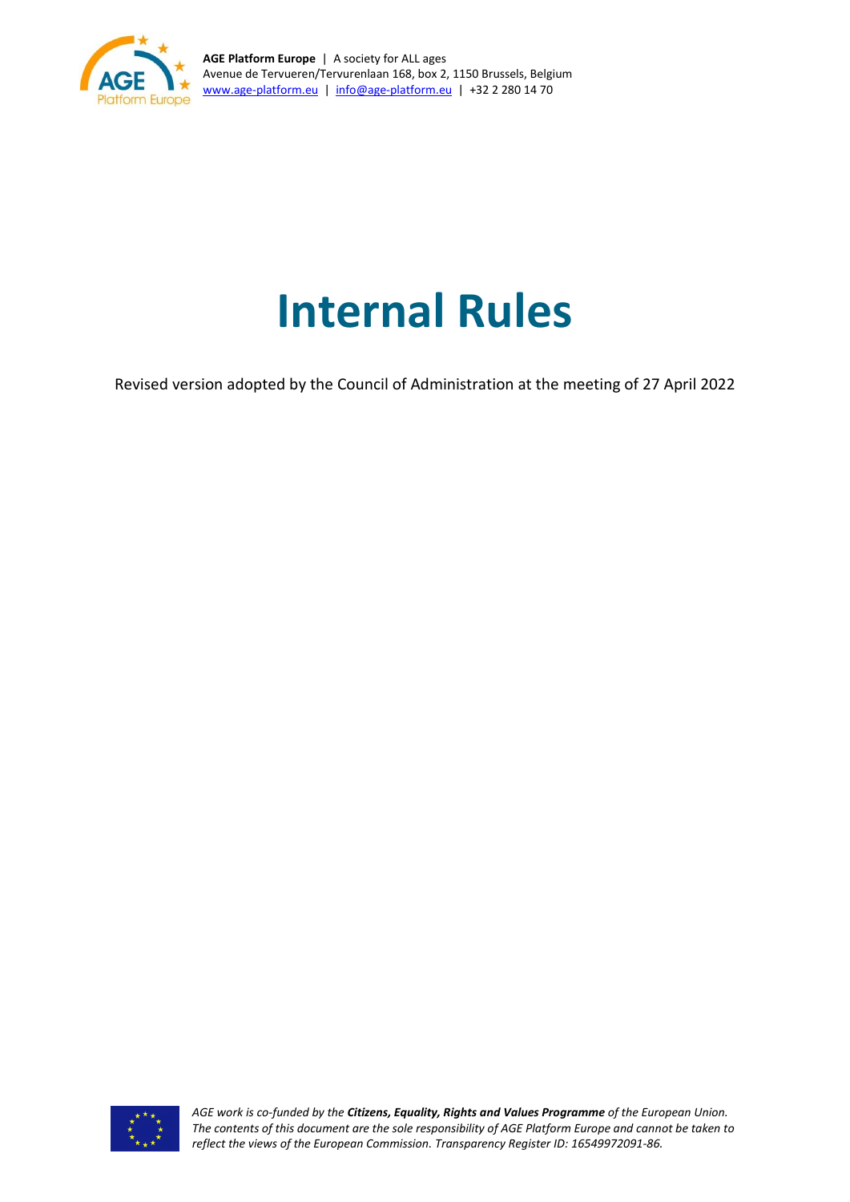**AGE Platform Europe** | A society for ALL ages
Avenue de Tervueren/Tervurenlaan 168, box 2, 1150 Brussels, Belgium
www.age-platform.eu | info@age-platform.eu | +32 2 280 14 70

# Internal Rules

Revised version adopted by the Council of Administration at the meeting of 27 April 2022

*AGE work is co-funded by the **Citizens, Equality, Rights and Values Programme** of the European Union. The contents of this document are the sole responsibility of AGE Platform Europe and cannot be taken to reflect the views of the European Commission. Transparency Register ID: 16549972091-86.*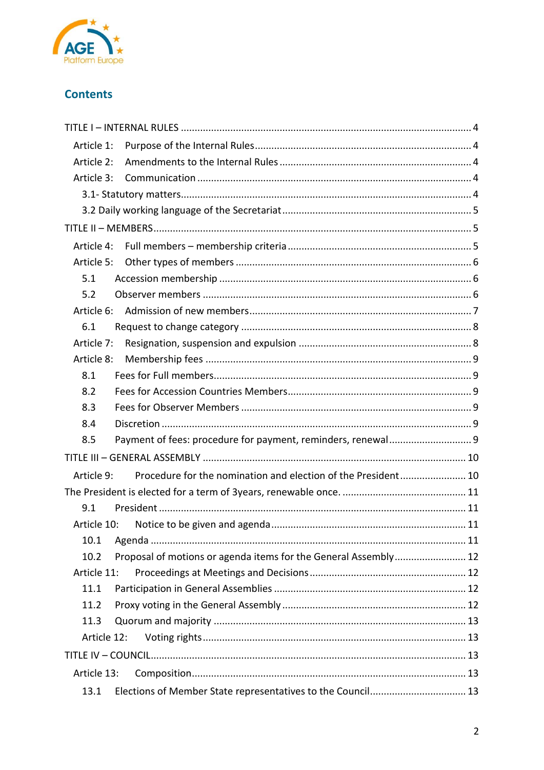## Contents

TITLE I – INTERNAL RULES ........................................................................................................ 4

Article 1: Purpose of the Internal Rules ............................................................................. 4

Article 2: Amendments to the Internal Rules ..................................................................... 4

Article 3: Communication .................................................................................................. 4

3.1- Statutory matters........................................................................................................ 4

3.2 Daily working language of the Secretariat ................................................................... 5

TITLE II – MEMBERS.................................................................................................................. 5

Article 4: Full members – membership criteria .................................................................. 5

Article 5: Other types of members .................................................................................... 6

5.1 Accession membership .......................................................................................... 6

5.2 Observer members ................................................................................................ 6

Article 6: Admission of new members................................................................................ 7

6.1 Request to change category ................................................................................... 8

Article 7: Resignation, suspension and expulsion .............................................................. 8

Article 8: Membership fees ................................................................................................ 9

8.1 Fees for Full members............................................................................................ 9

8.2 Fees for Accession Countries Members.................................................................. 9

8.3 Fees for Observer Members ................................................................................... 9

8.4 Discretion ............................................................................................................... 9

8.5 Payment of fees: procedure for payment, reminders, renewal ............................. 9

TITLE III – GENERAL ASSEMBLY .............................................................................................. 10

Article 9: Procedure for the nomination and election of the President ........................ 10

The President is elected for a term of 3years, renewable once. ............................................ 11

9.1 President .............................................................................................................. 11

Article 10: Notice to be given and agenda ...................................................................... 11

10.1 Agenda ................................................................................................................ 11

10.2 Proposal of motions or agenda items for the General Assembly ......................... 12

Article 11: Proceedings at Meetings and Decisions ........................................................ 12

11.1 Participation in General Assemblies .................................................................... 12

11.2 Proxy voting in the General Assembly ................................................................. 12

11.3 Quorum and majority .......................................................................................... 13

Article 12: Voting rights .............................................................................................. 13

TITLE IV – COUNCIL................................................................................................................. 13

Article 13: Composition.................................................................................................. 13

13.1 Elections of Member State representatives to the Council.................................. 13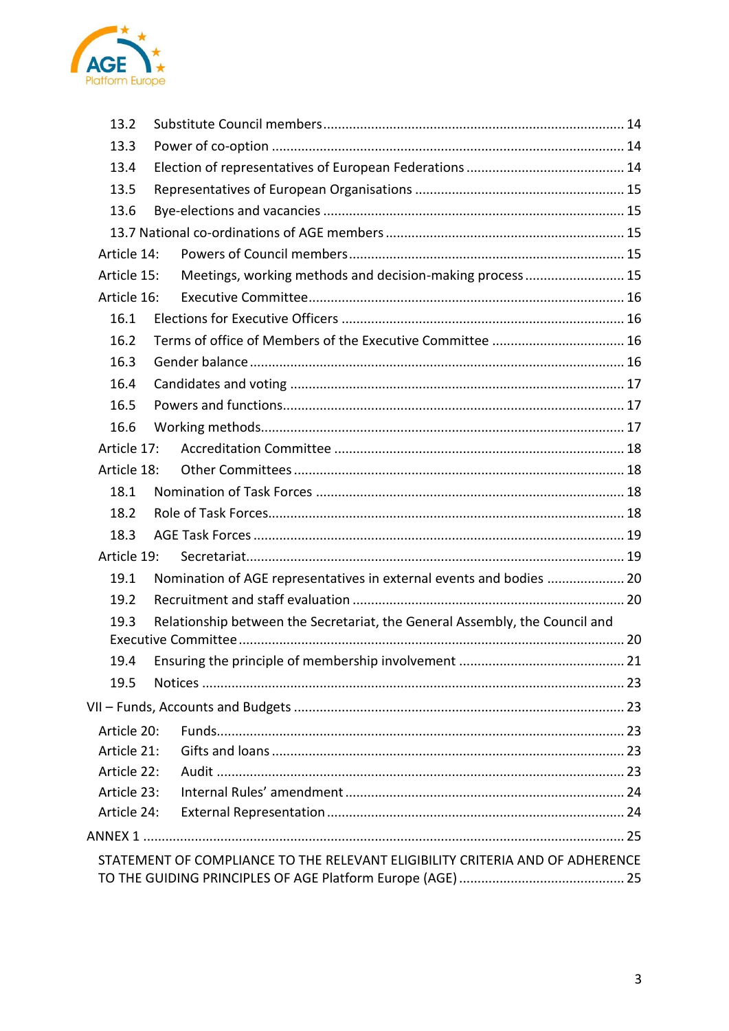13.2 Substitute Council members ................................................................................ 14

13.3 Power of co-option .............................................................................................. 14

13.4 Election of representatives of European Federations ........................................... 14

13.5 Representatives of European Organisations ......................................................... 15

13.6 Bye-elections and vacancies ................................................................................. 15

13.7 National co-ordinations of AGE members ................................................................ 15

Article 14: Powers of Council members .......................................................................... 15

Article 15: Meetings, working methods and decision-making process ........................... 15

Article 16: Executive Committee .................................................................................... 16

16.1 Elections for Executive Officers ........................................................................... 16

16.2 Terms of office of Members of the Executive Committee .................................... 16

16.3 Gender balance .................................................................................................... 16

16.4 Candidates and voting ......................................................................................... 17

16.5 Powers and functions ........................................................................................... 17

16.6 Working methods ................................................................................................. 17

Article 17: Accreditation Committee .............................................................................. 18

Article 18: Other Committees ........................................................................................ 18

18.1 Nomination of Task Forces .................................................................................. 18

18.2 Role of Task Forces ............................................................................................... 18

18.3 AGE Task Forces ................................................................................................... 19

Article 19: Secretariat ..................................................................................................... 19

19.1 Nomination of AGE representatives in external events and bodies ..................... 20

19.2 Recruitment and staff evaluation ......................................................................... 20

19.3 Relationship between the Secretariat, the General Assembly, the Council and Executive Committee ....................................................................................................... 20

19.4 Ensuring the principle of membership involvement ............................................ 21

19.5 Notices ................................................................................................................. 23

VII – Funds, Accounts and Budgets ......................................................................................... 23

Article 20: Funds ............................................................................................................. 23

Article 21: Gifts and loans ............................................................................................... 23

Article 22: Audit .............................................................................................................. 23

Article 23: Internal Rules' amendment ........................................................................... 24

Article 24: External Representation ................................................................................ 24

ANNEX 1 ................................................................................................................................. 25

STATEMENT OF COMPLIANCE TO THE RELEVANT ELIGIBILITY CRITERIA AND OF ADHERENCE TO THE GUIDING PRINCIPLES OF AGE Platform Europe (AGE) ............................................. 25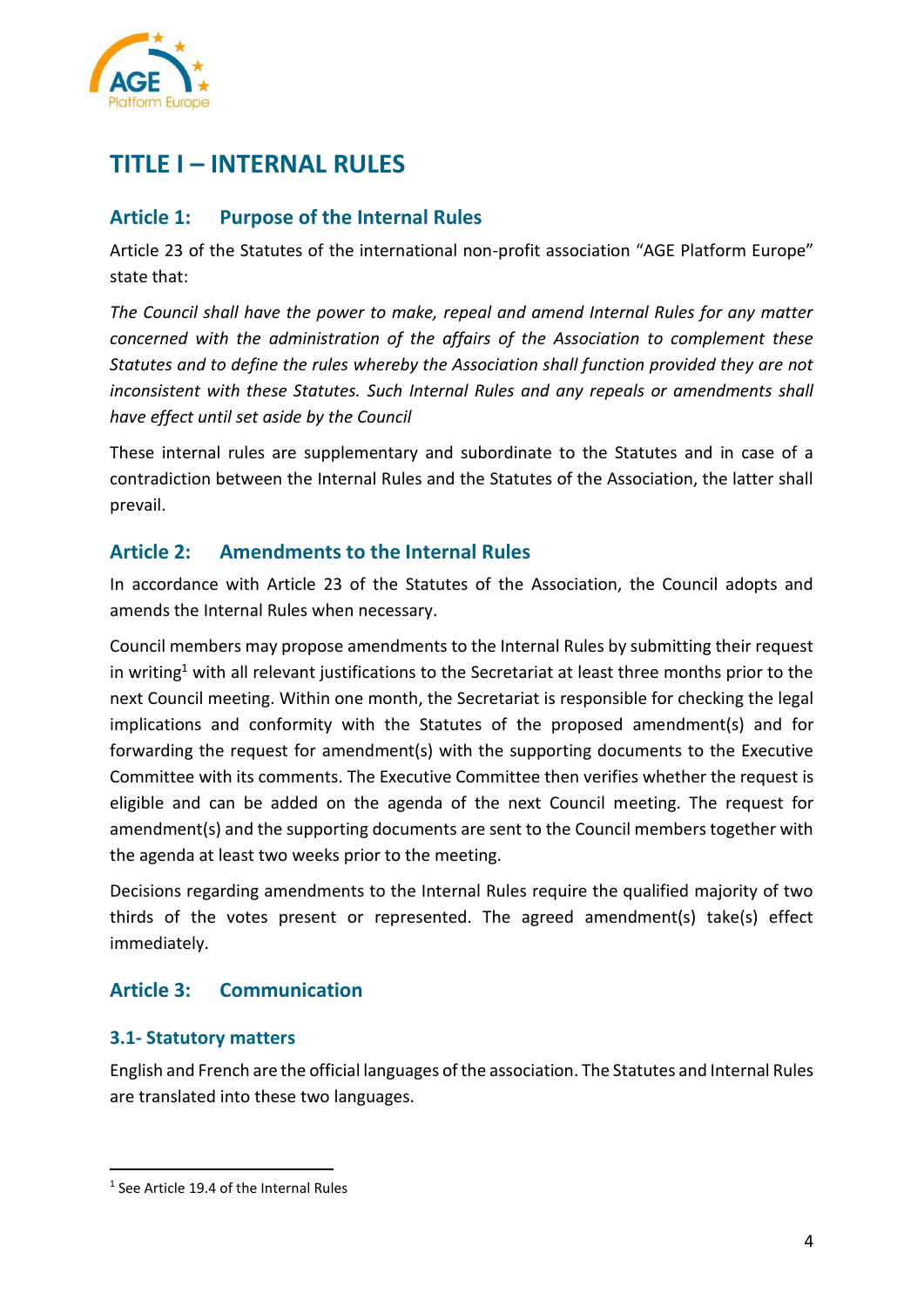# TITLE I – INTERNAL RULES

## Article 1: Purpose of the Internal Rules

Article 23 of the Statutes of the international non-profit association "AGE Platform Europe" state that:

*The Council shall have the power to make, repeal and amend Internal Rules for any matter concerned with the administration of the affairs of the Association to complement these Statutes and to define the rules whereby the Association shall function provided they are not inconsistent with these Statutes. Such Internal Rules and any repeals or amendments shall have effect until set aside by the Council*

These internal rules are supplementary and subordinate to the Statutes and in case of a contradiction between the Internal Rules and the Statutes of the Association, the latter shall prevail.

## Article 2: Amendments to the Internal Rules

In accordance with Article 23 of the Statutes of the Association, the Council adopts and amends the Internal Rules when necessary.

Council members may propose amendments to the Internal Rules by submitting their request in writing[1] with all relevant justifications to the Secretariat at least three months prior to the next Council meeting. Within one month, the Secretariat is responsible for checking the legal implications and conformity with the Statutes of the proposed amendment(s) and for forwarding the request for amendment(s) with the supporting documents to the Executive Committee with its comments. The Executive Committee then verifies whether the request is eligible and can be added on the agenda of the next Council meeting. The request for amendment(s) and the supporting documents are sent to the Council members together with the agenda at least two weeks prior to the meeting.

Decisions regarding amendments to the Internal Rules require the qualified majority of two thirds of the votes present or represented. The agreed amendment(s) take(s) effect immediately.

## Article 3: Communication

### 3.1- Statutory matters

English and French are the official languages of the association. The Statutes and Internal Rules are translated into these two languages.

[1] See Article 19.4 of the Internal Rules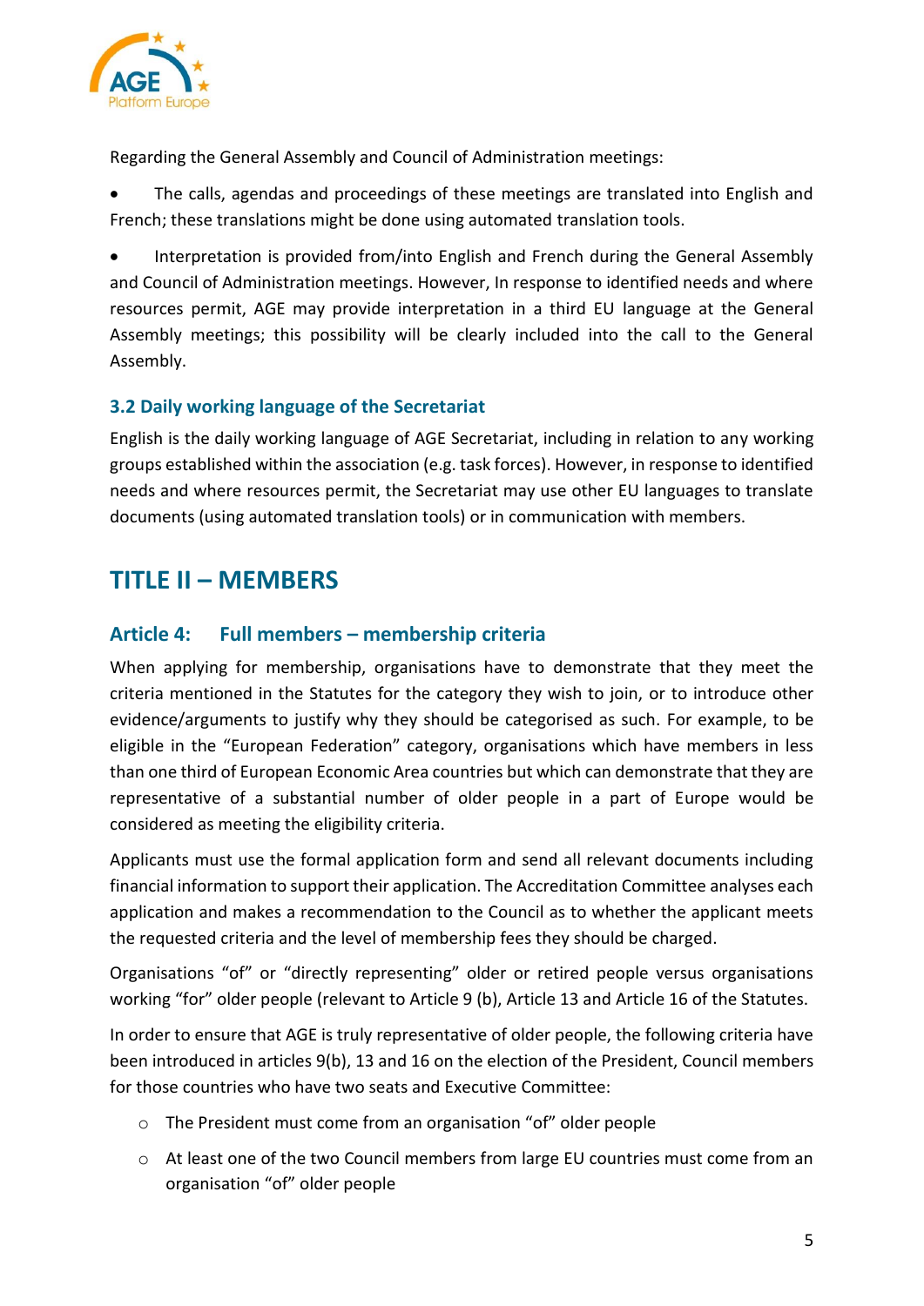Regarding the General Assembly and Council of Administration meetings:

- The calls, agendas and proceedings of these meetings are translated into English and French; these translations might be done using automated translation tools.
- Interpretation is provided from/into English and French during the General Assembly and Council of Administration meetings. However, In response to identified needs and where resources permit, AGE may provide interpretation in a third EU language at the General Assembly meetings; this possibility will be clearly included into the call to the General Assembly.

### 3.2 Daily working language of the Secretariat

English is the daily working language of AGE Secretariat, including in relation to any working groups established within the association (e.g. task forces). However, in response to identified needs and where resources permit, the Secretariat may use other EU languages to translate documents (using automated translation tools) or in communication with members.

# TITLE II – MEMBERS

## Article 4: Full members – membership criteria

When applying for membership, organisations have to demonstrate that they meet the criteria mentioned in the Statutes for the category they wish to join, or to introduce other evidence/arguments to justify why they should be categorised as such. For example, to be eligible in the "European Federation" category, organisations which have members in less than one third of European Economic Area countries but which can demonstrate that they are representative of a substantial number of older people in a part of Europe would be considered as meeting the eligibility criteria.

Applicants must use the formal application form and send all relevant documents including financial information to support their application. The Accreditation Committee analyses each application and makes a recommendation to the Council as to whether the applicant meets the requested criteria and the level of membership fees they should be charged.

Organisations "of" or "directly representing" older or retired people versus organisations working "for" older people (relevant to Article 9 (b), Article 13 and Article 16 of the Statutes.

In order to ensure that AGE is truly representative of older people, the following criteria have been introduced in articles 9(b), 13 and 16 on the election of the President, Council members for those countries who have two seats and Executive Committee:

- The President must come from an organisation "of" older people
- At least one of the two Council members from large EU countries must come from an organisation "of" older people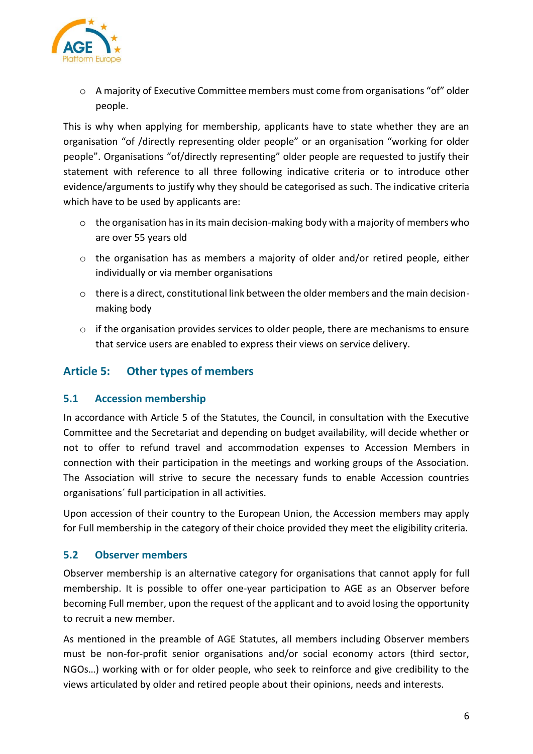- A majority of Executive Committee members must come from organisations "of" older people.

This is why when applying for membership, applicants have to state whether they are an organisation "of /directly representing older people" or an organisation "working for older people". Organisations "of/directly representing" older people are requested to justify their statement with reference to all three following indicative criteria or to introduce other evidence/arguments to justify why they should be categorised as such. The indicative criteria which have to be used by applicants are:

- the organisation has in its main decision-making body with a majority of members who are over 55 years old
- the organisation has as members a majority of older and/or retired people, either individually or via member organisations
- there is a direct, constitutional link between the older members and the main decision-making body
- if the organisation provides services to older people, there are mechanisms to ensure that service users are enabled to express their views on service delivery.

## Article 5: Other types of members

### 5.1 Accession membership

In accordance with Article 5 of the Statutes, the Council, in consultation with the Executive Committee and the Secretariat and depending on budget availability, will decide whether or not to offer to refund travel and accommodation expenses to Accession Members in connection with their participation in the meetings and working groups of the Association. The Association will strive to secure the necessary funds to enable Accession countries organisations´ full participation in all activities.

Upon accession of their country to the European Union, the Accession members may apply for Full membership in the category of their choice provided they meet the eligibility criteria.

### 5.2 Observer members

Observer membership is an alternative category for organisations that cannot apply for full membership. It is possible to offer one-year participation to AGE as an Observer before becoming Full member, upon the request of the applicant and to avoid losing the opportunity to recruit a new member.

As mentioned in the preamble of AGE Statutes, all members including Observer members must be non-for-profit senior organisations and/or social economy actors (third sector, NGOs…) working with or for older people, who seek to reinforce and give credibility to the views articulated by older and retired people about their opinions, needs and interests.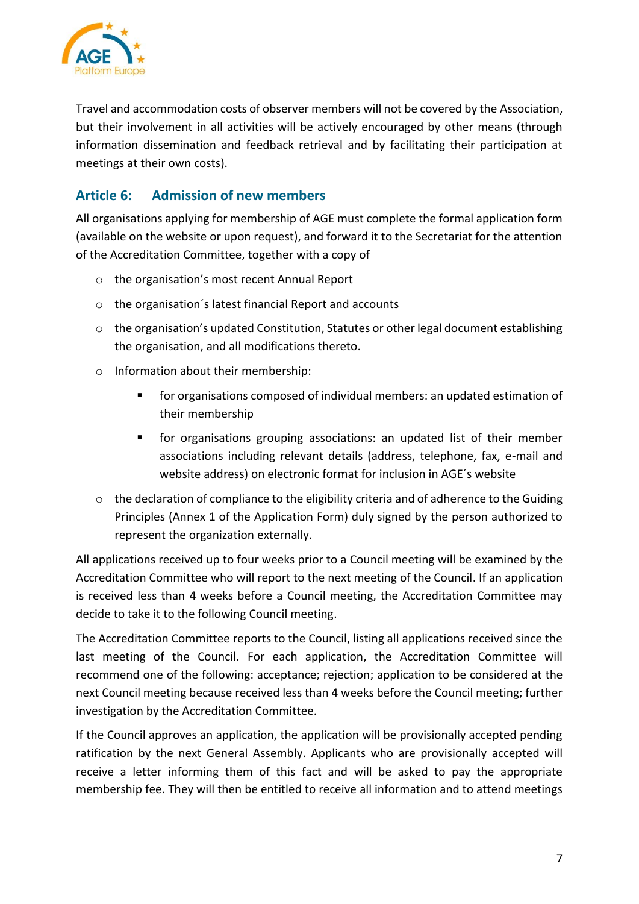Travel and accommodation costs of observer members will not be covered by the Association, but their involvement in all activities will be actively encouraged by other means (through information dissemination and feedback retrieval and by facilitating their participation at meetings at their own costs).

## Article 6: Admission of new members

All organisations applying for membership of AGE must complete the formal application form (available on the website or upon request), and forward it to the Secretariat for the attention of the Accreditation Committee, together with a copy of

- the organisation's most recent Annual Report
- the organisation´s latest financial Report and accounts
- the organisation's updated Constitution, Statutes or other legal document establishing the organisation, and all modifications thereto.
- Information about their membership:
  - for organisations composed of individual members: an updated estimation of their membership
  - for organisations grouping associations: an updated list of their member associations including relevant details (address, telephone, fax, e-mail and website address) on electronic format for inclusion in AGE´s website
- the declaration of compliance to the eligibility criteria and of adherence to the Guiding Principles (Annex 1 of the Application Form) duly signed by the person authorized to represent the organization externally.

All applications received up to four weeks prior to a Council meeting will be examined by the Accreditation Committee who will report to the next meeting of the Council. If an application is received less than 4 weeks before a Council meeting, the Accreditation Committee may decide to take it to the following Council meeting.

The Accreditation Committee reports to the Council, listing all applications received since the last meeting of the Council. For each application, the Accreditation Committee will recommend one of the following: acceptance; rejection; application to be considered at the next Council meeting because received less than 4 weeks before the Council meeting; further investigation by the Accreditation Committee.

If the Council approves an application, the application will be provisionally accepted pending ratification by the next General Assembly. Applicants who are provisionally accepted will receive a letter informing them of this fact and will be asked to pay the appropriate membership fee. They will then be entitled to receive all information and to attend meetings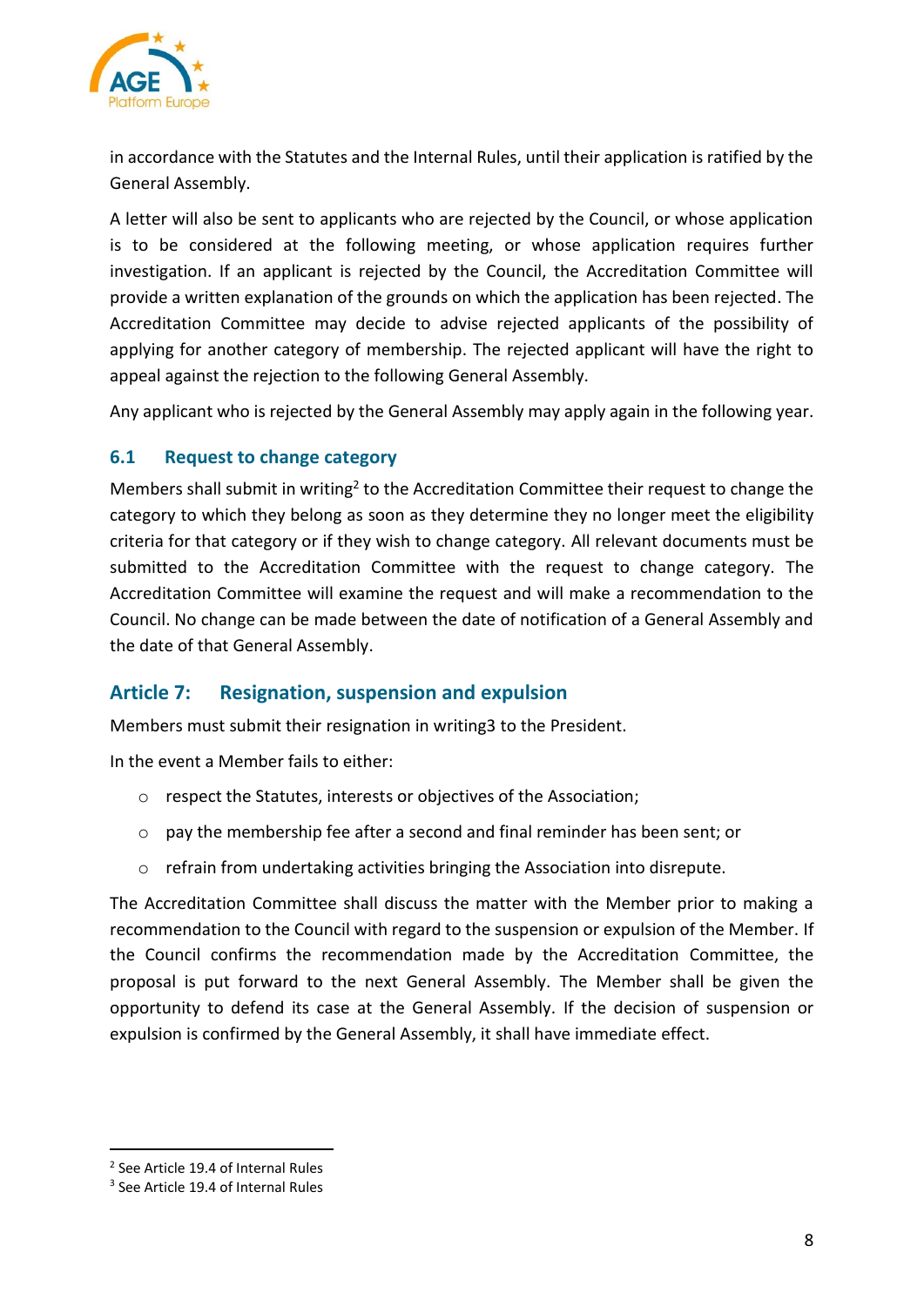in accordance with the Statutes and the Internal Rules, until their application is ratified by the General Assembly.

A letter will also be sent to applicants who are rejected by the Council, or whose application is to be considered at the following meeting, or whose application requires further investigation. If an applicant is rejected by the Council, the Accreditation Committee will provide a written explanation of the grounds on which the application has been rejected. The Accreditation Committee may decide to advise rejected applicants of the possibility of applying for another category of membership. The rejected applicant will have the right to appeal against the rejection to the following General Assembly.

Any applicant who is rejected by the General Assembly may apply again in the following year.

### 6.1 Request to change category

Members shall submit in writing[2] to the Accreditation Committee their request to change the category to which they belong as soon as they determine they no longer meet the eligibility criteria for that category or if they wish to change category. All relevant documents must be submitted to the Accreditation Committee with the request to change category. The Accreditation Committee will examine the request and will make a recommendation to the Council. No change can be made between the date of notification of a General Assembly and the date of that General Assembly.

## Article 7: Resignation, suspension and expulsion

Members must submit their resignation in writing3 to the President.

In the event a Member fails to either:

- respect the Statutes, interests or objectives of the Association;
- pay the membership fee after a second and final reminder has been sent; or
- refrain from undertaking activities bringing the Association into disrepute.

The Accreditation Committee shall discuss the matter with the Member prior to making a recommendation to the Council with regard to the suspension or expulsion of the Member. If the Council confirms the recommendation made by the Accreditation Committee, the proposal is put forward to the next General Assembly. The Member shall be given the opportunity to defend its case at the General Assembly. If the decision of suspension or expulsion is confirmed by the General Assembly, it shall have immediate effect.

[2] See Article 19.4 of Internal Rules

[3] See Article 19.4 of Internal Rules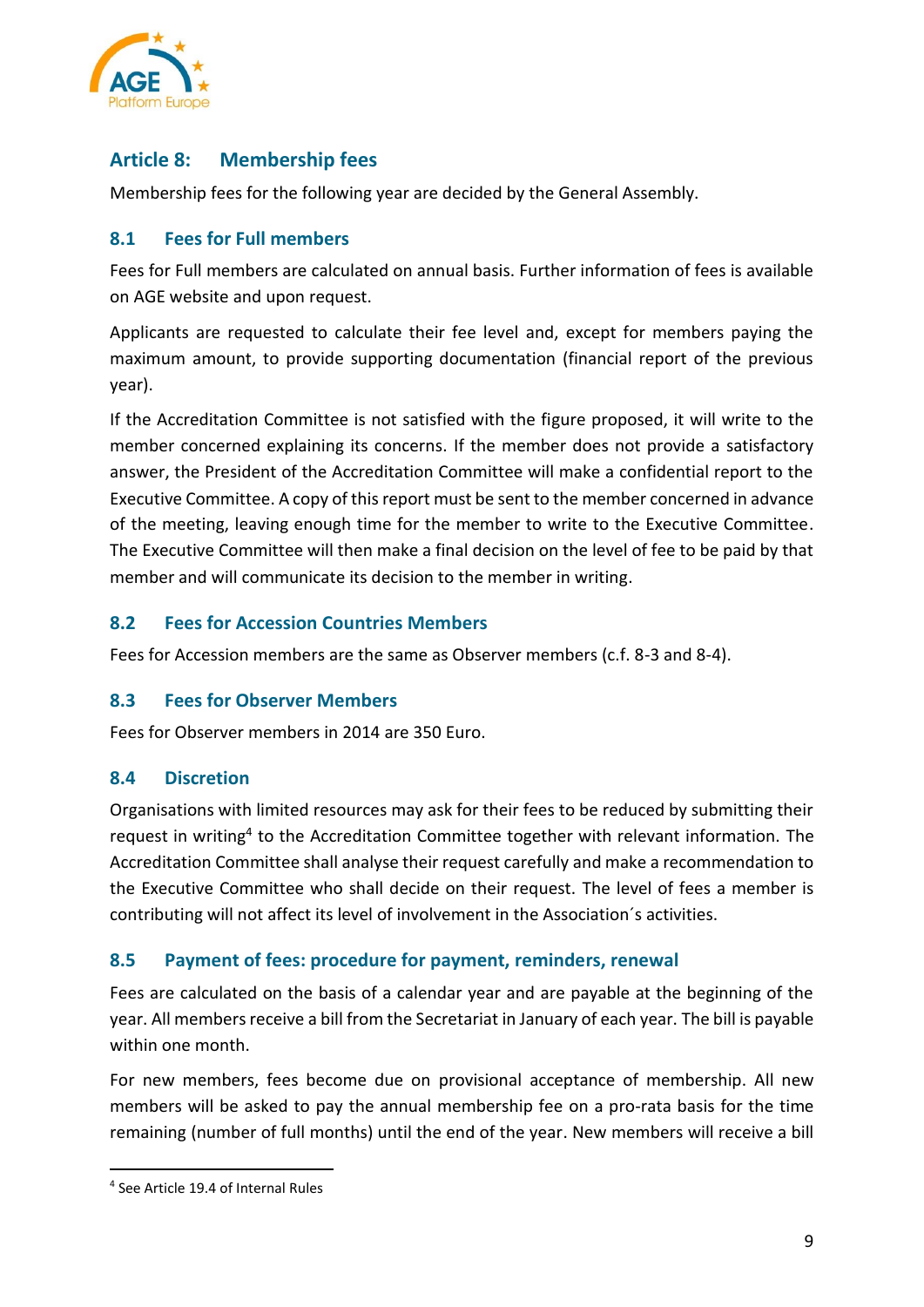## Article 8: Membership fees

Membership fees for the following year are decided by the General Assembly.

### 8.1 Fees for Full members

Fees for Full members are calculated on annual basis. Further information of fees is available on AGE website and upon request.

Applicants are requested to calculate their fee level and, except for members paying the maximum amount, to provide supporting documentation (financial report of the previous year).

If the Accreditation Committee is not satisfied with the figure proposed, it will write to the member concerned explaining its concerns. If the member does not provide a satisfactory answer, the President of the Accreditation Committee will make a confidential report to the Executive Committee. A copy of this report must be sent to the member concerned in advance of the meeting, leaving enough time for the member to write to the Executive Committee. The Executive Committee will then make a final decision on the level of fee to be paid by that member and will communicate its decision to the member in writing.

### 8.2 Fees for Accession Countries Members

Fees for Accession members are the same as Observer members (c.f. 8-3 and 8-4).

### 8.3 Fees for Observer Members

Fees for Observer members in 2014 are 350 Euro.

### 8.4 Discretion

Organisations with limited resources may ask for their fees to be reduced by submitting their request in writing[4] to the Accreditation Committee together with relevant information. The Accreditation Committee shall analyse their request carefully and make a recommendation to the Executive Committee who shall decide on their request. The level of fees a member is contributing will not affect its level of involvement in the Association´s activities.

### 8.5 Payment of fees: procedure for payment, reminders, renewal

Fees are calculated on the basis of a calendar year and are payable at the beginning of the year. All members receive a bill from the Secretariat in January of each year. The bill is payable within one month.

For new members, fees become due on provisional acceptance of membership. All new members will be asked to pay the annual membership fee on a pro-rata basis for the time remaining (number of full months) until the end of the year. New members will receive a bill

[4] See Article 19.4 of Internal Rules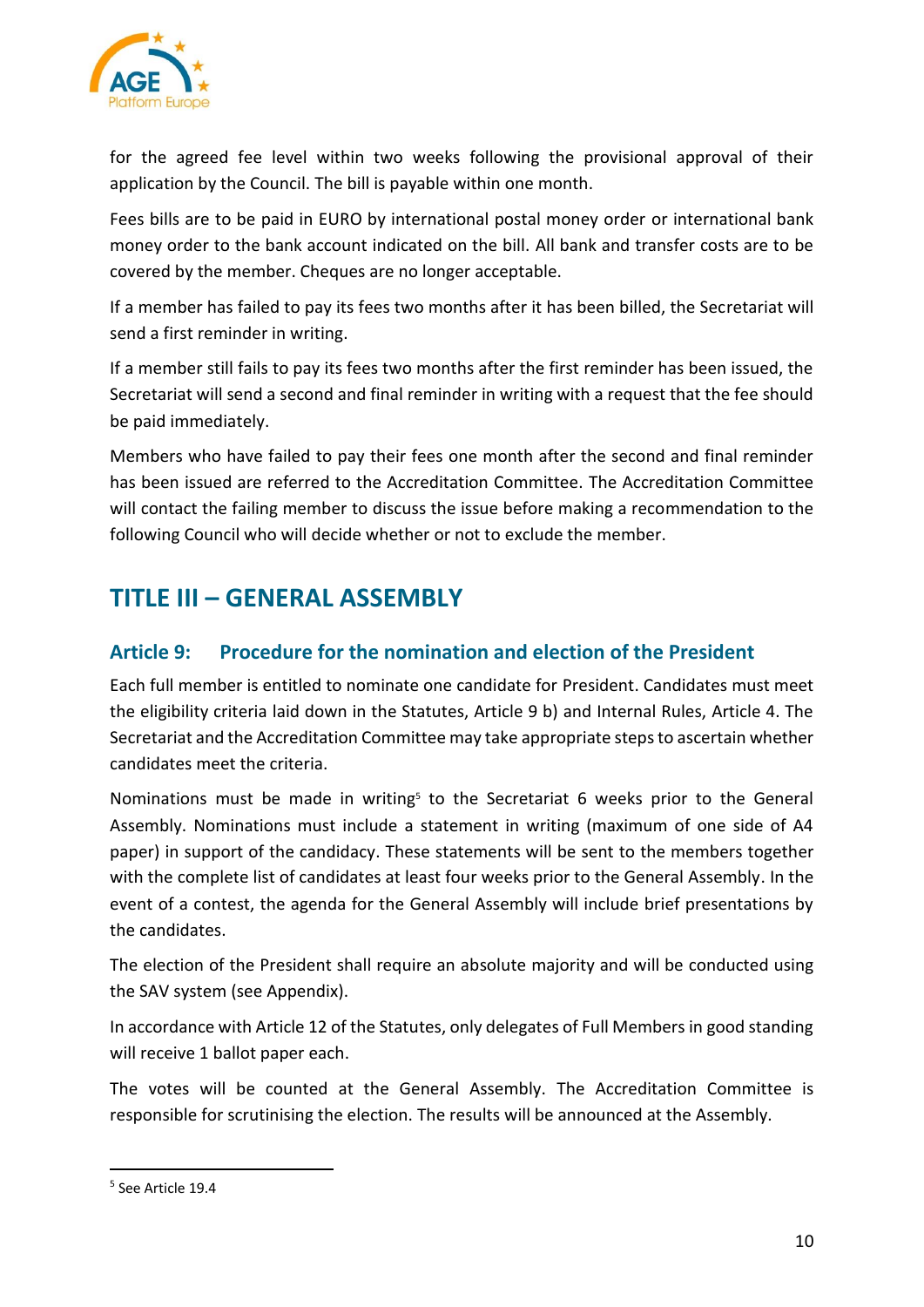for the agreed fee level within two weeks following the provisional approval of their application by the Council. The bill is payable within one month.

Fees bills are to be paid in EURO by international postal money order or international bank money order to the bank account indicated on the bill. All bank and transfer costs are to be covered by the member. Cheques are no longer acceptable.

If a member has failed to pay its fees two months after it has been billed, the Secretariat will send a first reminder in writing.

If a member still fails to pay its fees two months after the first reminder has been issued, the Secretariat will send a second and final reminder in writing with a request that the fee should be paid immediately.

Members who have failed to pay their fees one month after the second and final reminder has been issued are referred to the Accreditation Committee. The Accreditation Committee will contact the failing member to discuss the issue before making a recommendation to the following Council who will decide whether or not to exclude the member.

# TITLE III – GENERAL ASSEMBLY

## Article 9: Procedure for the nomination and election of the President

Each full member is entitled to nominate one candidate for President. Candidates must meet the eligibility criteria laid down in the Statutes, Article 9 b) and Internal Rules, Article 4. The Secretariat and the Accreditation Committee may take appropriate steps to ascertain whether candidates meet the criteria.

Nominations must be made in writing[5] to the Secretariat 6 weeks prior to the General Assembly. Nominations must include a statement in writing (maximum of one side of A4 paper) in support of the candidacy. These statements will be sent to the members together with the complete list of candidates at least four weeks prior to the General Assembly. In the event of a contest, the agenda for the General Assembly will include brief presentations by the candidates.

The election of the President shall require an absolute majority and will be conducted using the SAV system (see Appendix).

In accordance with Article 12 of the Statutes, only delegates of Full Members in good standing will receive 1 ballot paper each.

The votes will be counted at the General Assembly. The Accreditation Committee is responsible for scrutinising the election. The results will be announced at the Assembly.

[5] See Article 19.4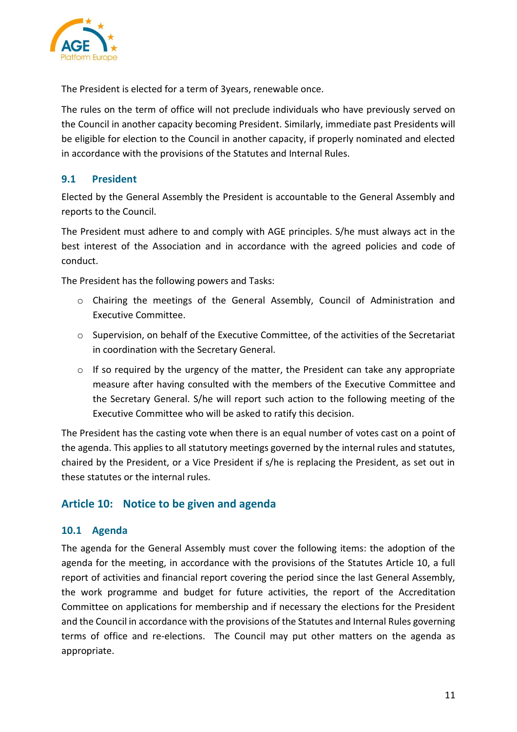The President is elected for a term of 3years, renewable once.

The rules on the term of office will not preclude individuals who have previously served on the Council in another capacity becoming President. Similarly, immediate past Presidents will be eligible for election to the Council in another capacity, if properly nominated and elected in accordance with the provisions of the Statutes and Internal Rules.

### 9.1 President

Elected by the General Assembly the President is accountable to the General Assembly and reports to the Council.

The President must adhere to and comply with AGE principles. S/he must always act in the best interest of the Association and in accordance with the agreed policies and code of conduct.

The President has the following powers and Tasks:

- Chairing the meetings of the General Assembly, Council of Administration and Executive Committee.
- Supervision, on behalf of the Executive Committee, of the activities of the Secretariat in coordination with the Secretary General.
- If so required by the urgency of the matter, the President can take any appropriate measure after having consulted with the members of the Executive Committee and the Secretary General. S/he will report such action to the following meeting of the Executive Committee who will be asked to ratify this decision.

The President has the casting vote when there is an equal number of votes cast on a point of the agenda. This applies to all statutory meetings governed by the internal rules and statutes, chaired by the President, or a Vice President if s/he is replacing the President, as set out in these statutes or the internal rules.

## Article 10: Notice to be given and agenda

### 10.1 Agenda

The agenda for the General Assembly must cover the following items: the adoption of the agenda for the meeting, in accordance with the provisions of the Statutes Article 10, a full report of activities and financial report covering the period since the last General Assembly, the work programme and budget for future activities, the report of the Accreditation Committee on applications for membership and if necessary the elections for the President and the Council in accordance with the provisions of the Statutes and Internal Rules governing terms of office and re-elections. The Council may put other matters on the agenda as appropriate.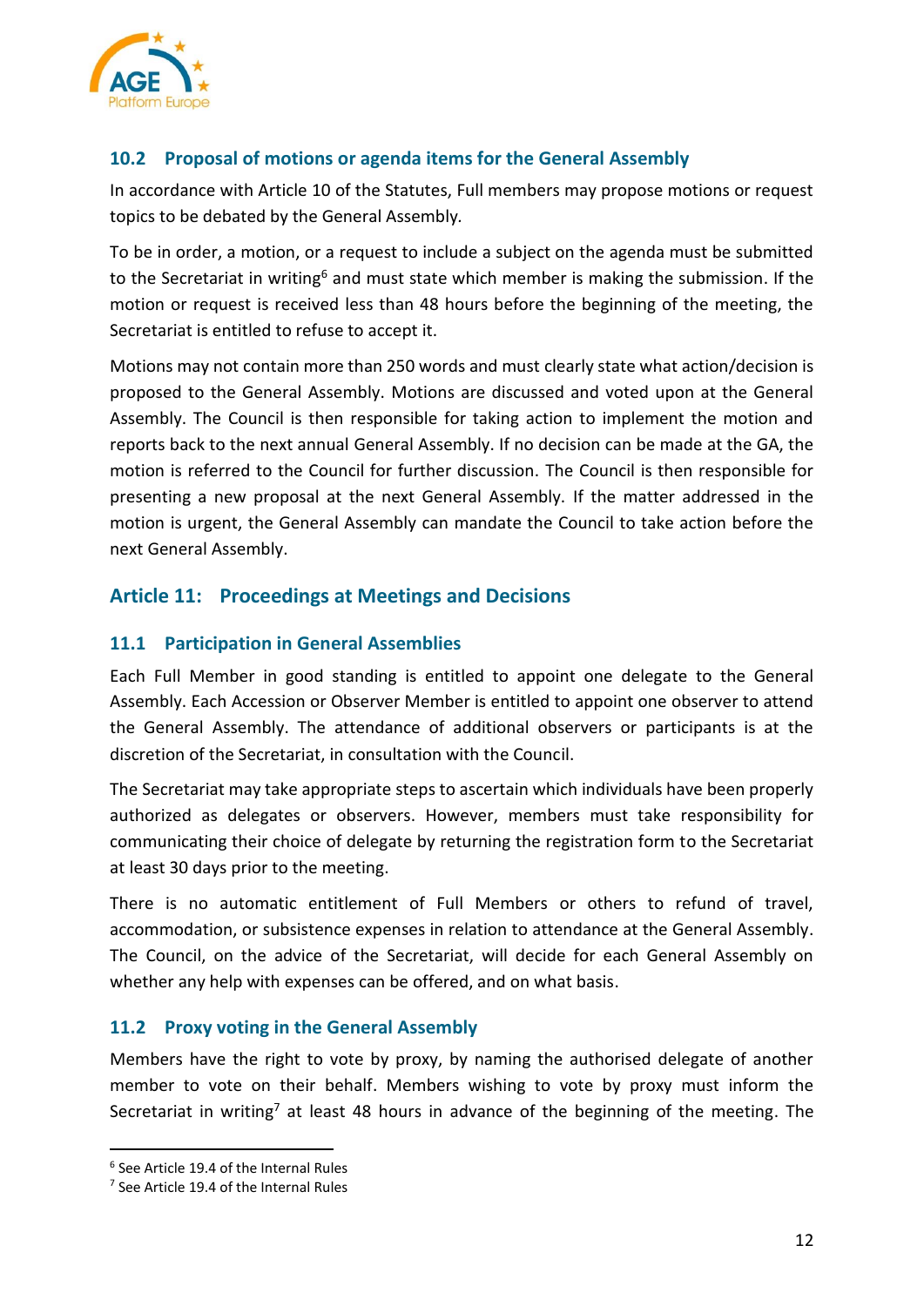### 10.2 Proposal of motions or agenda items for the General Assembly

In accordance with Article 10 of the Statutes, Full members may propose motions or request topics to be debated by the General Assembly.

To be in order, a motion, or a request to include a subject on the agenda must be submitted to the Secretariat in writing[6] and must state which member is making the submission. If the motion or request is received less than 48 hours before the beginning of the meeting, the Secretariat is entitled to refuse to accept it.

Motions may not contain more than 250 words and must clearly state what action/decision is proposed to the General Assembly. Motions are discussed and voted upon at the General Assembly. The Council is then responsible for taking action to implement the motion and reports back to the next annual General Assembly. If no decision can be made at the GA, the motion is referred to the Council for further discussion. The Council is then responsible for presenting a new proposal at the next General Assembly. If the matter addressed in the motion is urgent, the General Assembly can mandate the Council to take action before the next General Assembly.

## Article 11: Proceedings at Meetings and Decisions

### 11.1 Participation in General Assemblies

Each Full Member in good standing is entitled to appoint one delegate to the General Assembly. Each Accession or Observer Member is entitled to appoint one observer to attend the General Assembly. The attendance of additional observers or participants is at the discretion of the Secretariat, in consultation with the Council.

The Secretariat may take appropriate steps to ascertain which individuals have been properly authorized as delegates or observers. However, members must take responsibility for communicating their choice of delegate by returning the registration form to the Secretariat at least 30 days prior to the meeting.

There is no automatic entitlement of Full Members or others to refund of travel, accommodation, or subsistence expenses in relation to attendance at the General Assembly. The Council, on the advice of the Secretariat, will decide for each General Assembly on whether any help with expenses can be offered, and on what basis.

### 11.2 Proxy voting in the General Assembly

Members have the right to vote by proxy, by naming the authorised delegate of another member to vote on their behalf. Members wishing to vote by proxy must inform the Secretariat in writing[7] at least 48 hours in advance of the beginning of the meeting. The

---

[6] See Article 19.4 of the Internal Rules

[7] See Article 19.4 of the Internal Rules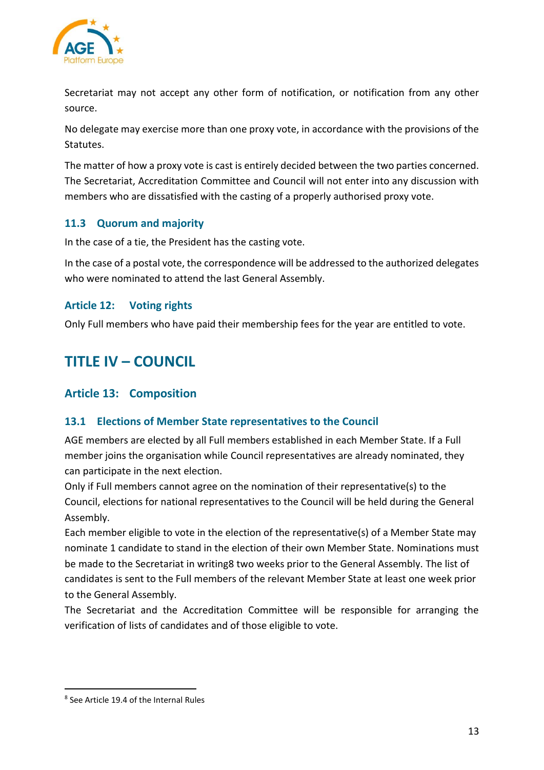Secretariat may not accept any other form of notification, or notification from any other source.

No delegate may exercise more than one proxy vote, in accordance with the provisions of the Statutes.

The matter of how a proxy vote is cast is entirely decided between the two parties concerned. The Secretariat, Accreditation Committee and Council will not enter into any discussion with members who are dissatisfied with the casting of a properly authorised proxy vote.

### 11.3 Quorum and majority

In the case of a tie, the President has the casting vote.

In the case of a postal vote, the correspondence will be addressed to the authorized delegates who were nominated to attend the last General Assembly.

### Article 12: Voting rights

Only Full members who have paid their membership fees for the year are entitled to vote.

# TITLE IV – COUNCIL

## Article 13: Composition

### 13.1 Elections of Member State representatives to the Council

AGE members are elected by all Full members established in each Member State. If a Full member joins the organisation while Council representatives are already nominated, they can participate in the next election.

Only if Full members cannot agree on the nomination of their representative(s) to the Council, elections for national representatives to the Council will be held during the General Assembly.

Each member eligible to vote in the election of the representative(s) of a Member State may nominate 1 candidate to stand in the election of their own Member State. Nominations must be made to the Secretariat in writing[8] two weeks prior to the General Assembly. The list of candidates is sent to the Full members of the relevant Member State at least one week prior to the General Assembly.

The Secretariat and the Accreditation Committee will be responsible for arranging the verification of lists of candidates and of those eligible to vote.

[8] See Article 19.4 of the Internal Rules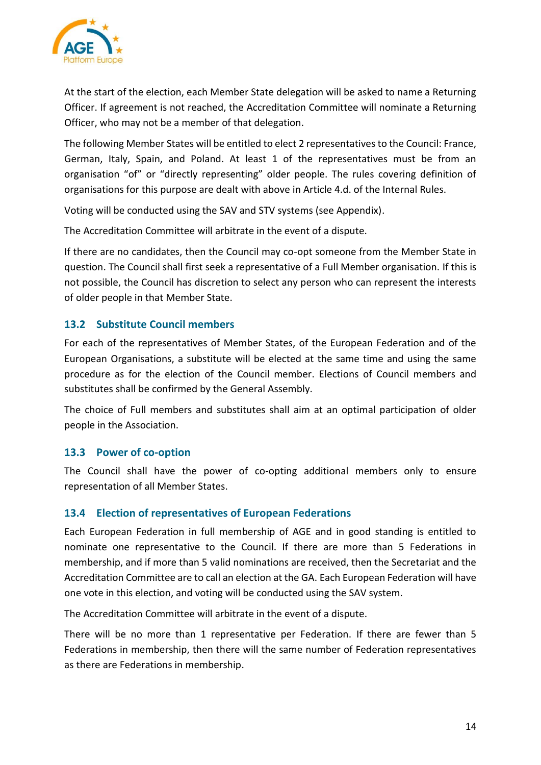At the start of the election, each Member State delegation will be asked to name a Returning Officer. If agreement is not reached, the Accreditation Committee will nominate a Returning Officer, who may not be a member of that delegation.

The following Member States will be entitled to elect 2 representatives to the Council: France, German, Italy, Spain, and Poland. At least 1 of the representatives must be from an organisation "of" or "directly representing" older people. The rules covering definition of organisations for this purpose are dealt with above in Article 4.d. of the Internal Rules.

Voting will be conducted using the SAV and STV systems (see Appendix).

The Accreditation Committee will arbitrate in the event of a dispute.

If there are no candidates, then the Council may co-opt someone from the Member State in question. The Council shall first seek a representative of a Full Member organisation. If this is not possible, the Council has discretion to select any person who can represent the interests of older people in that Member State.

### 13.2 Substitute Council members

For each of the representatives of Member States, of the European Federation and of the European Organisations, a substitute will be elected at the same time and using the same procedure as for the election of the Council member. Elections of Council members and substitutes shall be confirmed by the General Assembly.

The choice of Full members and substitutes shall aim at an optimal participation of older people in the Association.

### 13.3 Power of co-option

The Council shall have the power of co-opting additional members only to ensure representation of all Member States.

### 13.4 Election of representatives of European Federations

Each European Federation in full membership of AGE and in good standing is entitled to nominate one representative to the Council. If there are more than 5 Federations in membership, and if more than 5 valid nominations are received, then the Secretariat and the Accreditation Committee are to call an election at the GA. Each European Federation will have one vote in this election, and voting will be conducted using the SAV system.

The Accreditation Committee will arbitrate in the event of a dispute.

There will be no more than 1 representative per Federation. If there are fewer than 5 Federations in membership, then there will the same number of Federation representatives as there are Federations in membership.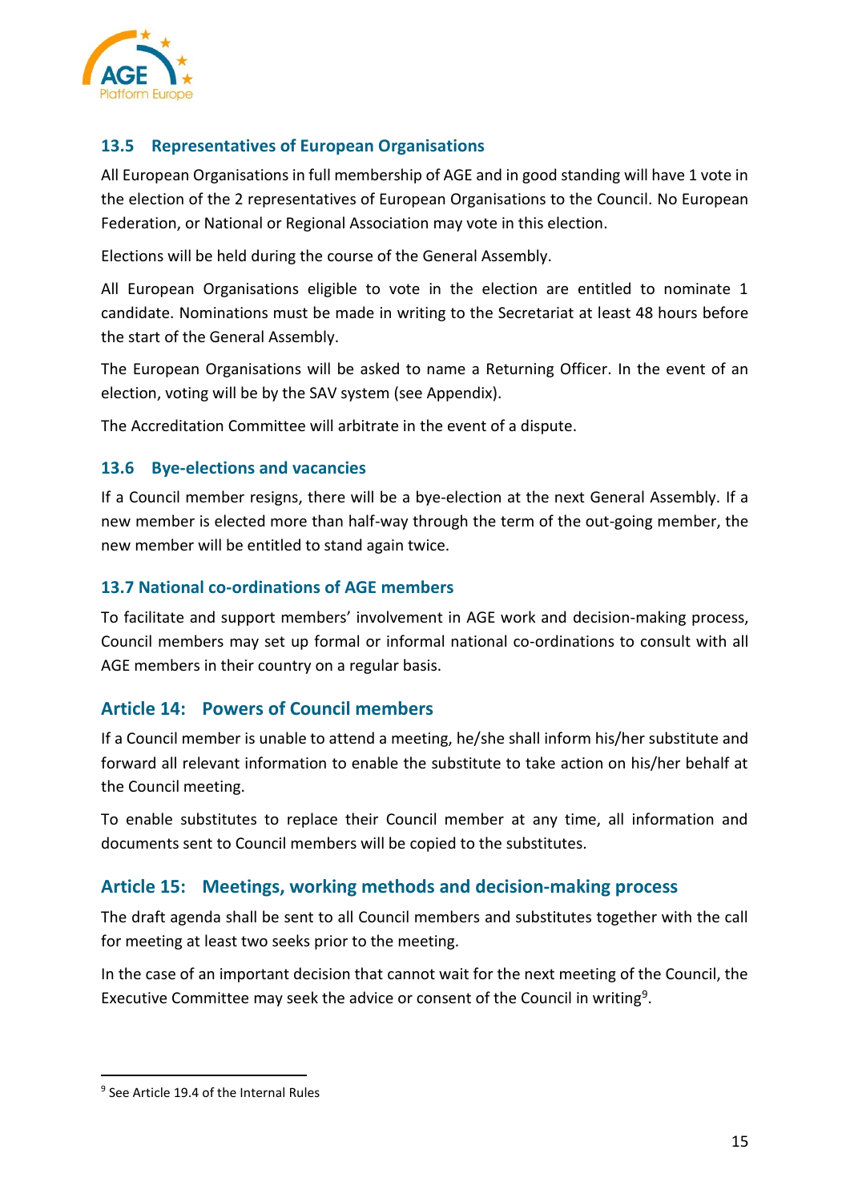### 13.5 Representatives of European Organisations

All European Organisations in full membership of AGE and in good standing will have 1 vote in the election of the 2 representatives of European Organisations to the Council. No European Federation, or National or Regional Association may vote in this election.

Elections will be held during the course of the General Assembly.

All European Organisations eligible to vote in the election are entitled to nominate 1 candidate. Nominations must be made in writing to the Secretariat at least 48 hours before the start of the General Assembly.

The European Organisations will be asked to name a Returning Officer. In the event of an election, voting will be by the SAV system (see Appendix).

The Accreditation Committee will arbitrate in the event of a dispute.

### 13.6 Bye-elections and vacancies

If a Council member resigns, there will be a bye-election at the next General Assembly. If a new member is elected more than half-way through the term of the out-going member, the new member will be entitled to stand again twice.

### 13.7 National co-ordinations of AGE members

To facilitate and support members' involvement in AGE work and decision-making process, Council members may set up formal or informal national co-ordinations to consult with all AGE members in their country on a regular basis.

## Article 14: Powers of Council members

If a Council member is unable to attend a meeting, he/she shall inform his/her substitute and forward all relevant information to enable the substitute to take action on his/her behalf at the Council meeting.

To enable substitutes to replace their Council member at any time, all information and documents sent to Council members will be copied to the substitutes.

## Article 15: Meetings, working methods and decision-making process

The draft agenda shall be sent to all Council members and substitutes together with the call for meeting at least two seeks prior to the meeting.

In the case of an important decision that cannot wait for the next meeting of the Council, the Executive Committee may seek the advice or consent of the Council in writing[9].

[9] See Article 19.4 of the Internal Rules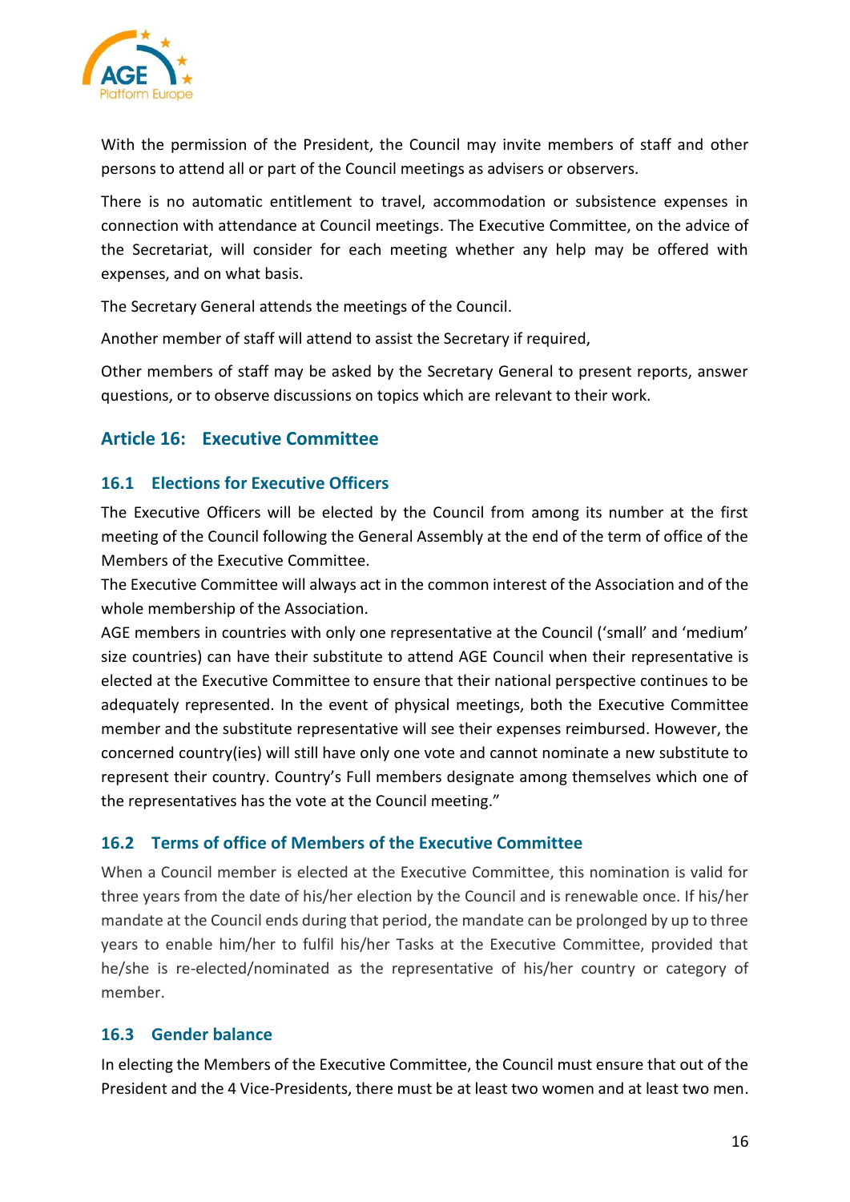With the permission of the President, the Council may invite members of staff and other persons to attend all or part of the Council meetings as advisers or observers.

There is no automatic entitlement to travel, accommodation or subsistence expenses in connection with attendance at Council meetings. The Executive Committee, on the advice of the Secretariat, will consider for each meeting whether any help may be offered with expenses, and on what basis.

The Secretary General attends the meetings of the Council.

Another member of staff will attend to assist the Secretary if required,

Other members of staff may be asked by the Secretary General to present reports, answer questions, or to observe discussions on topics which are relevant to their work.

## Article 16: Executive Committee

### 16.1 Elections for Executive Officers

The Executive Officers will be elected by the Council from among its number at the first meeting of the Council following the General Assembly at the end of the term of office of the Members of the Executive Committee.

The Executive Committee will always act in the common interest of the Association and of the whole membership of the Association.

AGE members in countries with only one representative at the Council ('small' and 'medium' size countries) can have their substitute to attend AGE Council when their representative is elected at the Executive Committee to ensure that their national perspective continues to be adequately represented. In the event of physical meetings, both the Executive Committee member and the substitute representative will see their expenses reimbursed. However, the concerned country(ies) will still have only one vote and cannot nominate a new substitute to represent their country. Country's Full members designate among themselves which one of the representatives has the vote at the Council meeting."

### 16.2 Terms of office of Members of the Executive Committee

When a Council member is elected at the Executive Committee, this nomination is valid for three years from the date of his/her election by the Council and is renewable once. If his/her mandate at the Council ends during that period, the mandate can be prolonged by up to three years to enable him/her to fulfil his/her Tasks at the Executive Committee, provided that he/she is re-elected/nominated as the representative of his/her country or category of member.

### 16.3 Gender balance

In electing the Members of the Executive Committee, the Council must ensure that out of the President and the 4 Vice-Presidents, there must be at least two women and at least two men.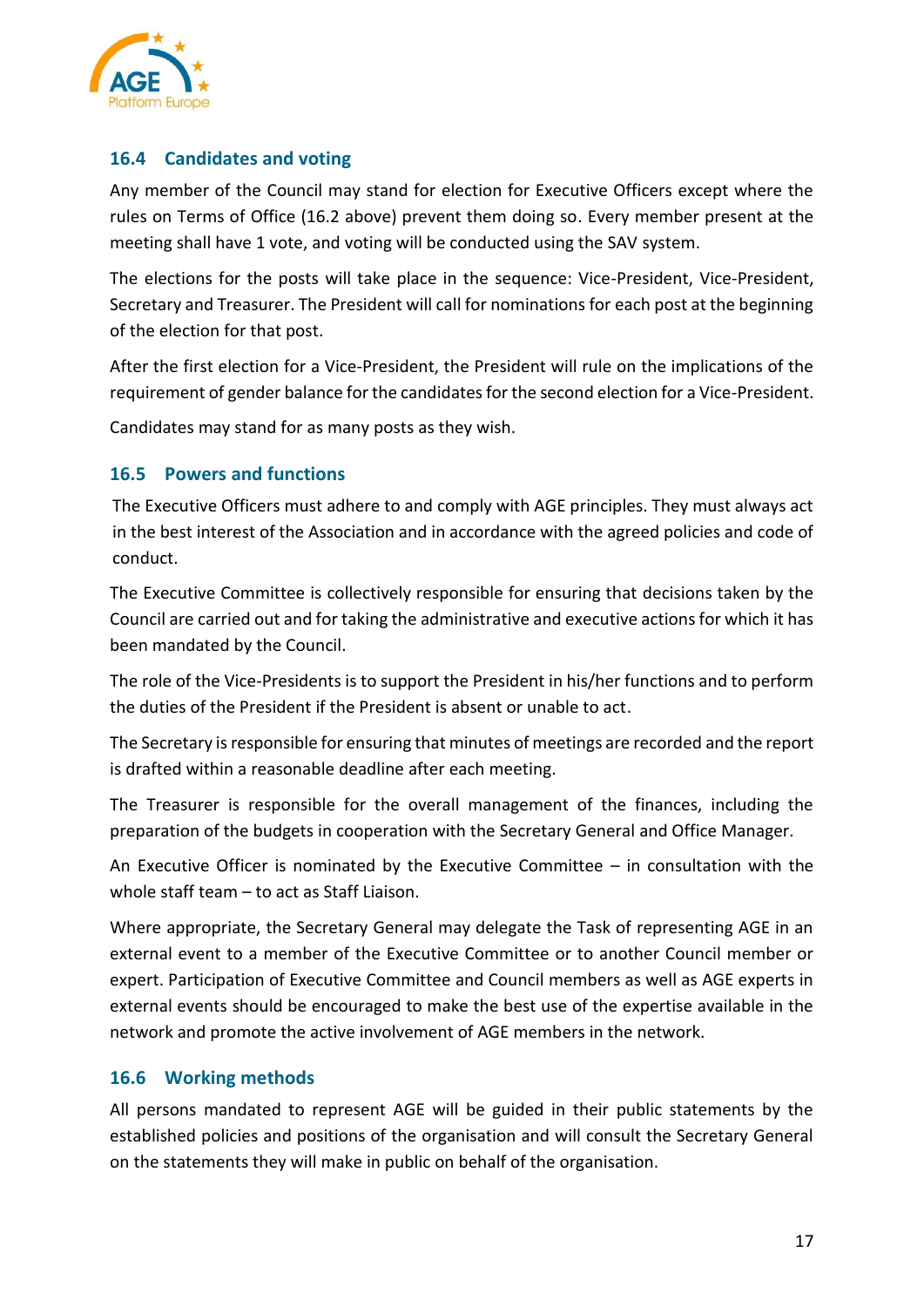### 16.4 Candidates and voting

Any member of the Council may stand for election for Executive Officers except where the rules on Terms of Office (16.2 above) prevent them doing so. Every member present at the meeting shall have 1 vote, and voting will be conducted using the SAV system.

The elections for the posts will take place in the sequence: Vice-President, Vice-President, Secretary and Treasurer. The President will call for nominations for each post at the beginning of the election for that post.

After the first election for a Vice-President, the President will rule on the implications of the requirement of gender balance for the candidates for the second election for a Vice-President.

Candidates may stand for as many posts as they wish.

### 16.5 Powers and functions

The Executive Officers must adhere to and comply with AGE principles. They must always act in the best interest of the Association and in accordance with the agreed policies and code of conduct.

The Executive Committee is collectively responsible for ensuring that decisions taken by the Council are carried out and for taking the administrative and executive actions for which it has been mandated by the Council.

The role of the Vice-Presidents is to support the President in his/her functions and to perform the duties of the President if the President is absent or unable to act.

The Secretary is responsible for ensuring that minutes of meetings are recorded and the report is drafted within a reasonable deadline after each meeting.

The Treasurer is responsible for the overall management of the finances, including the preparation of the budgets in cooperation with the Secretary General and Office Manager.

An Executive Officer is nominated by the Executive Committee – in consultation with the whole staff team – to act as Staff Liaison.

Where appropriate, the Secretary General may delegate the Task of representing AGE in an external event to a member of the Executive Committee or to another Council member or expert. Participation of Executive Committee and Council members as well as AGE experts in external events should be encouraged to make the best use of the expertise available in the network and promote the active involvement of AGE members in the network.

### 16.6 Working methods

All persons mandated to represent AGE will be guided in their public statements by the established policies and positions of the organisation and will consult the Secretary General on the statements they will make in public on behalf of the organisation.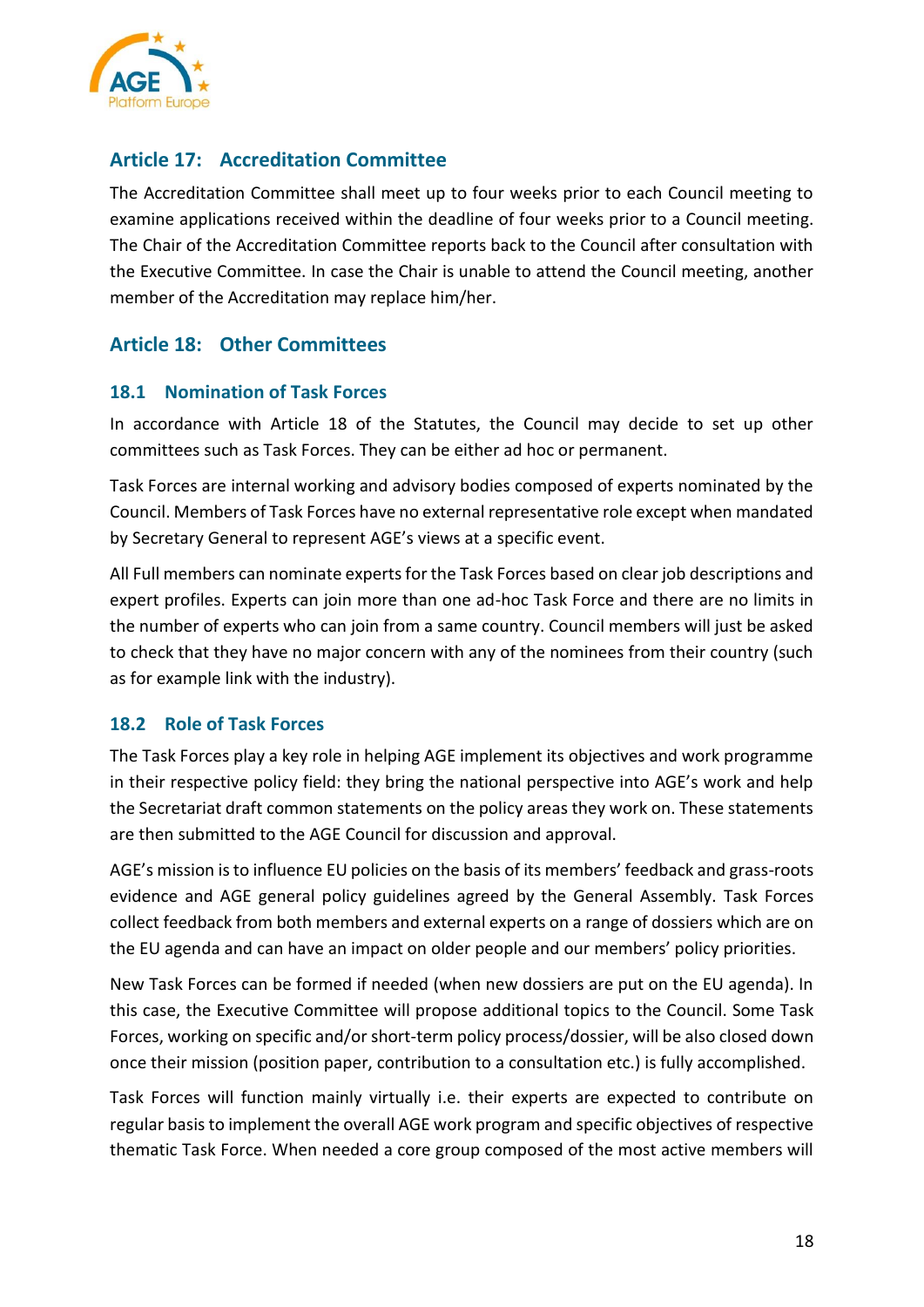## Article 17: Accreditation Committee

The Accreditation Committee shall meet up to four weeks prior to each Council meeting to examine applications received within the deadline of four weeks prior to a Council meeting. The Chair of the Accreditation Committee reports back to the Council after consultation with the Executive Committee. In case the Chair is unable to attend the Council meeting, another member of the Accreditation may replace him/her.

## Article 18: Other Committees

### 18.1 Nomination of Task Forces

In accordance with Article 18 of the Statutes, the Council may decide to set up other committees such as Task Forces. They can be either ad hoc or permanent.

Task Forces are internal working and advisory bodies composed of experts nominated by the Council. Members of Task Forces have no external representative role except when mandated by Secretary General to represent AGE's views at a specific event.

All Full members can nominate experts for the Task Forces based on clear job descriptions and expert profiles. Experts can join more than one ad-hoc Task Force and there are no limits in the number of experts who can join from a same country. Council members will just be asked to check that they have no major concern with any of the nominees from their country (such as for example link with the industry).

### 18.2 Role of Task Forces

The Task Forces play a key role in helping AGE implement its objectives and work programme in their respective policy field: they bring the national perspective into AGE's work and help the Secretariat draft common statements on the policy areas they work on. These statements are then submitted to the AGE Council for discussion and approval.

AGE's mission is to influence EU policies on the basis of its members' feedback and grass-roots evidence and AGE general policy guidelines agreed by the General Assembly. Task Forces collect feedback from both members and external experts on a range of dossiers which are on the EU agenda and can have an impact on older people and our members' policy priorities.

New Task Forces can be formed if needed (when new dossiers are put on the EU agenda). In this case, the Executive Committee will propose additional topics to the Council. Some Task Forces, working on specific and/or short-term policy process/dossier, will be also closed down once their mission (position paper, contribution to a consultation etc.) is fully accomplished.

Task Forces will function mainly virtually i.e. their experts are expected to contribute on regular basis to implement the overall AGE work program and specific objectives of respective thematic Task Force. When needed a core group composed of the most active members will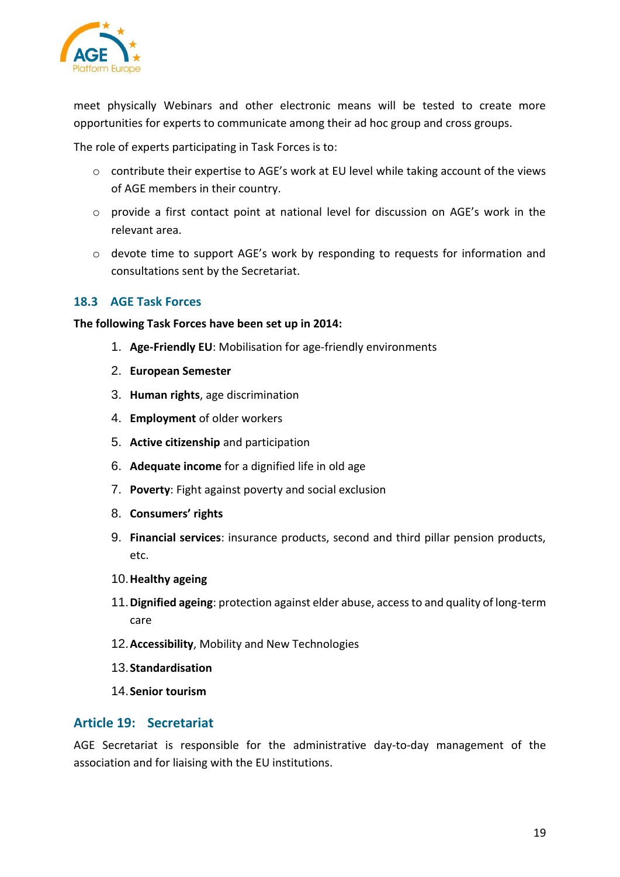meet physically Webinars and other electronic means will be tested to create more opportunities for experts to communicate among their ad hoc group and cross groups.

The role of experts participating in Task Forces is to:

- contribute their expertise to AGE's work at EU level while taking account of the views of AGE members in their country.
- provide a first contact point at national level for discussion on AGE's work in the relevant area.
- devote time to support AGE's work by responding to requests for information and consultations sent by the Secretariat.

### 18.3 AGE Task Forces

**The following Task Forces have been set up in 2014:**

1. **Age-Friendly EU**: Mobilisation for age-friendly environments
2. **European Semester**
3. **Human rights**, age discrimination
4. **Employment** of older workers
5. **Active citizenship** and participation
6. **Adequate income** for a dignified life in old age
7. **Poverty**: Fight against poverty and social exclusion
8. **Consumers' rights**
9. **Financial services**: insurance products, second and third pillar pension products, etc.
10. **Healthy ageing**
11. **Dignified ageing**: protection against elder abuse, access to and quality of long-term care
12. **Accessibility**, Mobility and New Technologies
13. **Standardisation**
14. **Senior tourism**

## Article 19: Secretariat

AGE Secretariat is responsible for the administrative day-to-day management of the association and for liaising with the EU institutions.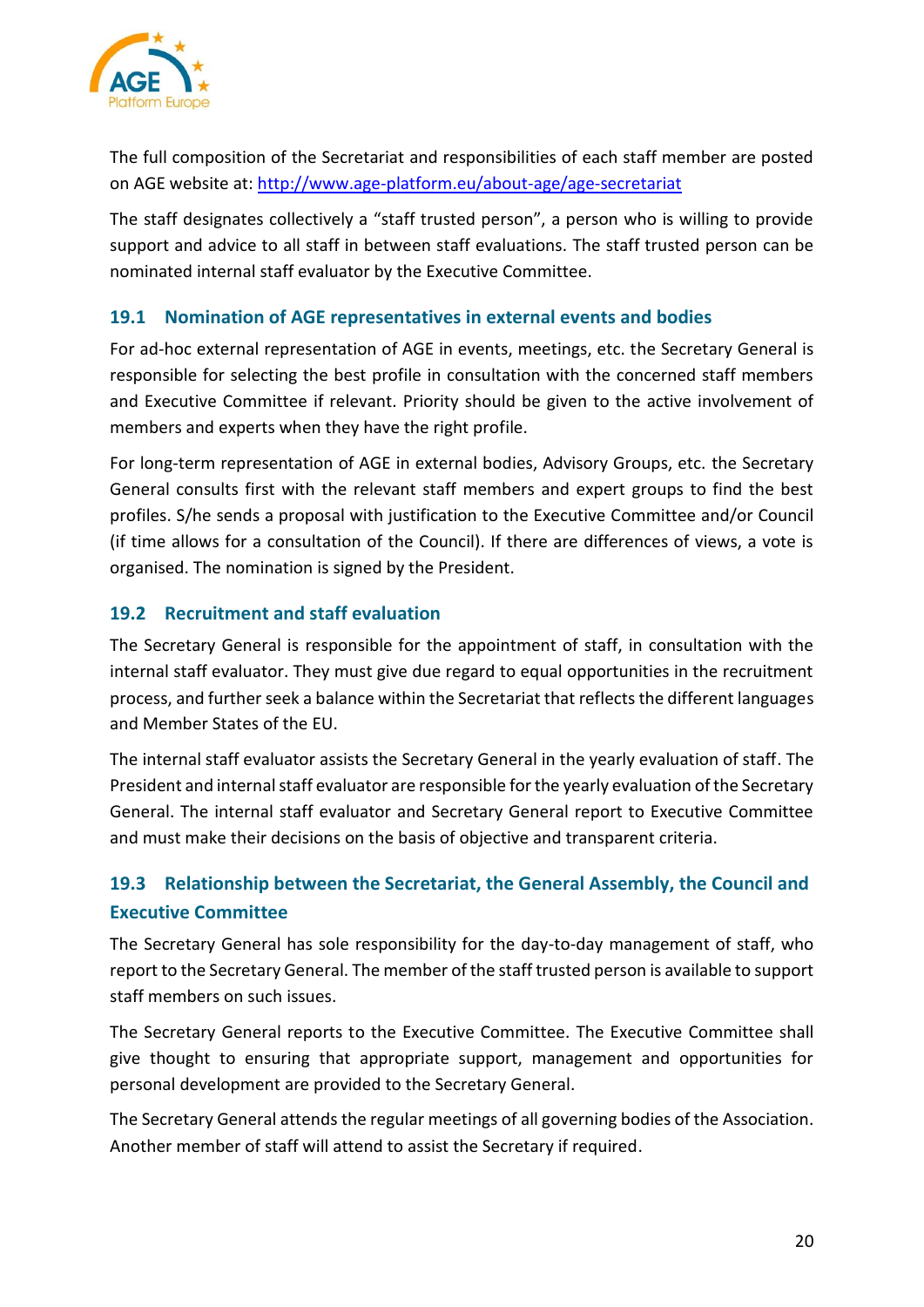The full composition of the Secretariat and responsibilities of each staff member are posted on AGE website at: [http://www.age-platform.eu/about-age/age-secretariat](http://www.age-platform.eu/about-age/age-secretariat)

The staff designates collectively a "staff trusted person", a person who is willing to provide support and advice to all staff in between staff evaluations. The staff trusted person can be nominated internal staff evaluator by the Executive Committee.

### 19.1 Nomination of AGE representatives in external events and bodies

For ad-hoc external representation of AGE in events, meetings, etc. the Secretary General is responsible for selecting the best profile in consultation with the concerned staff members and Executive Committee if relevant. Priority should be given to the active involvement of members and experts when they have the right profile.

For long-term representation of AGE in external bodies, Advisory Groups, etc. the Secretary General consults first with the relevant staff members and expert groups to find the best profiles. S/he sends a proposal with justification to the Executive Committee and/or Council (if time allows for a consultation of the Council). If there are differences of views, a vote is organised. The nomination is signed by the President.

### 19.2 Recruitment and staff evaluation

The Secretary General is responsible for the appointment of staff, in consultation with the internal staff evaluator. They must give due regard to equal opportunities in the recruitment process, and further seek a balance within the Secretariat that reflects the different languages and Member States of the EU.

The internal staff evaluator assists the Secretary General in the yearly evaluation of staff. The President and internal staff evaluator are responsible for the yearly evaluation of the Secretary General. The internal staff evaluator and Secretary General report to Executive Committee and must make their decisions on the basis of objective and transparent criteria.

### 19.3 Relationship between the Secretariat, the General Assembly, the Council and Executive Committee

The Secretary General has sole responsibility for the day-to-day management of staff, who report to the Secretary General. The member of the staff trusted person is available to support staff members on such issues.

The Secretary General reports to the Executive Committee. The Executive Committee shall give thought to ensuring that appropriate support, management and opportunities for personal development are provided to the Secretary General.

The Secretary General attends the regular meetings of all governing bodies of the Association. Another member of staff will attend to assist the Secretary if required.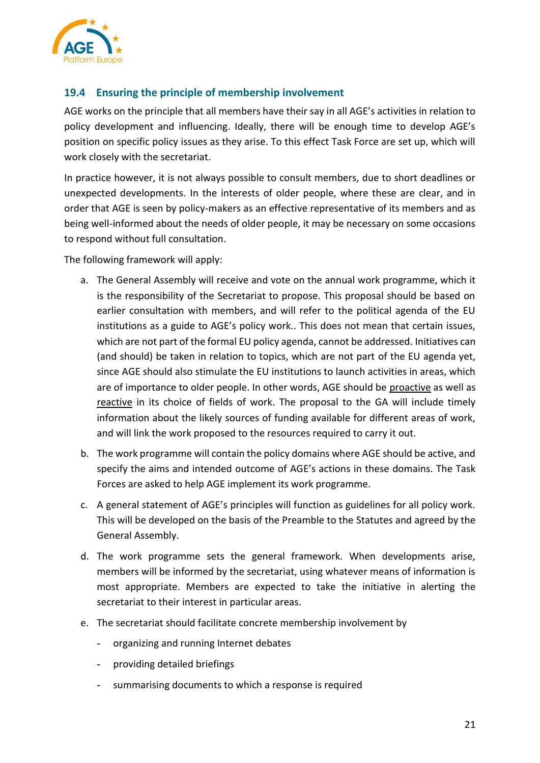## 19.4 Ensuring the principle of membership involvement

AGE works on the principle that all members have their say in all AGE's activities in relation to policy development and influencing. Ideally, there will be enough time to develop AGE's position on specific policy issues as they arise. To this effect Task Force are set up, which will work closely with the secretariat.

In practice however, it is not always possible to consult members, due to short deadlines or unexpected developments. In the interests of older people, where these are clear, and in order that AGE is seen by policy-makers as an effective representative of its members and as being well-informed about the needs of older people, it may be necessary on some occasions to respond without full consultation.

The following framework will apply:

a. The General Assembly will receive and vote on the annual work programme, which it is the responsibility of the Secretariat to propose. This proposal should be based on earlier consultation with members, and will refer to the political agenda of the EU institutions as a guide to AGE's policy work.. This does not mean that certain issues, which are not part of the formal EU policy agenda, cannot be addressed. Initiatives can (and should) be taken in relation to topics, which are not part of the EU agenda yet, since AGE should also stimulate the EU institutions to launch activities in areas, which are of importance to older people. In other words, AGE should be <u>proactive</u> as well as <u>reactive</u> in its choice of fields of work. The proposal to the GA will include timely information about the likely sources of funding available for different areas of work, and will link the work proposed to the resources required to carry it out.

b. The work programme will contain the policy domains where AGE should be active, and specify the aims and intended outcome of AGE's actions in these domains. The Task Forces are asked to help AGE implement its work programme.

c. A general statement of AGE's principles will function as guidelines for all policy work. This will be developed on the basis of the Preamble to the Statutes and agreed by the General Assembly.

d. The work programme sets the general framework. When developments arise, members will be informed by the secretariat, using whatever means of information is most appropriate. Members are expected to take the initiative in alerting the secretariat to their interest in particular areas.

e. The secretariat should facilitate concrete membership involvement by

   - organizing and running Internet debates
   - providing detailed briefings
   - summarising documents to which a response is required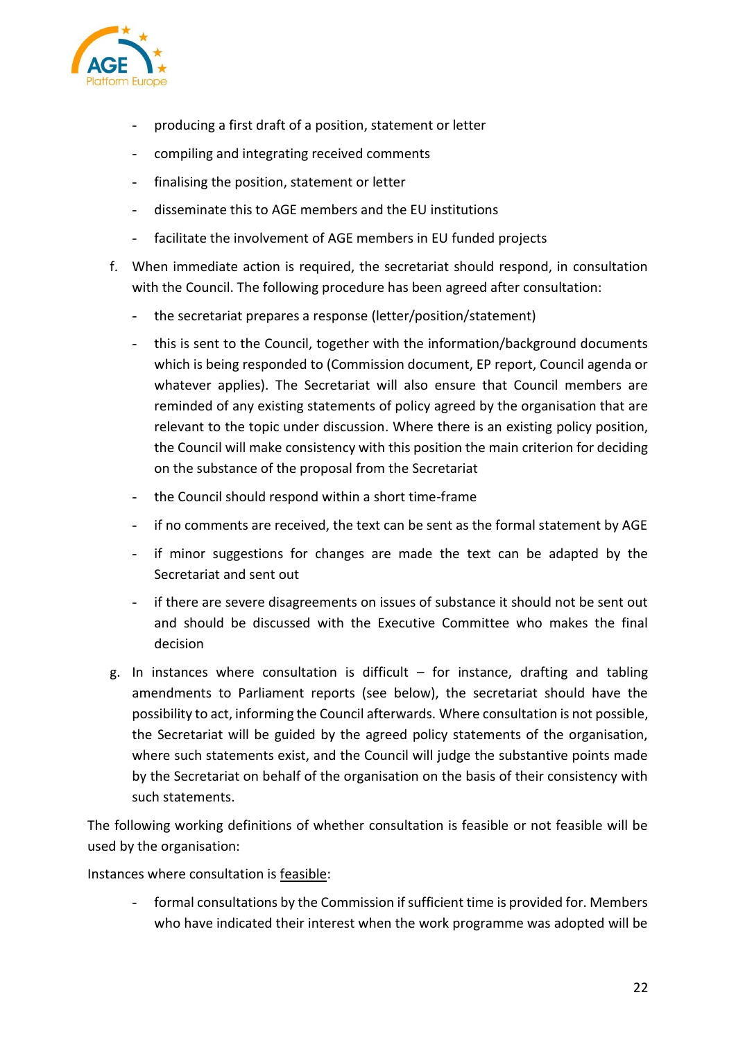- producing a first draft of a position, statement or letter
- compiling and integrating received comments
- finalising the position, statement or letter
- disseminate this to AGE members and the EU institutions
- facilitate the involvement of AGE members in EU funded projects

f. When immediate action is required, the secretariat should respond, in consultation with the Council. The following procedure has been agreed after consultation:

   - the secretariat prepares a response (letter/position/statement)
   - this is sent to the Council, together with the information/background documents which is being responded to (Commission document, EP report, Council agenda or whatever applies). The Secretariat will also ensure that Council members are reminded of any existing statements of policy agreed by the organisation that are relevant to the topic under discussion. Where there is an existing policy position, the Council will make consistency with this position the main criterion for deciding on the substance of the proposal from the Secretariat
   - the Council should respond within a short time-frame
   - if no comments are received, the text can be sent as the formal statement by AGE
   - if minor suggestions for changes are made the text can be adapted by the Secretariat and sent out
   - if there are severe disagreements on issues of substance it should not be sent out and should be discussed with the Executive Committee who makes the final decision

g. In instances where consultation is difficult – for instance, drafting and tabling amendments to Parliament reports (see below), the secretariat should have the possibility to act, informing the Council afterwards. Where consultation is not possible, the Secretariat will be guided by the agreed policy statements of the organisation, where such statements exist, and the Council will judge the substantive points made by the Secretariat on behalf of the organisation on the basis of their consistency with such statements.

The following working definitions of whether consultation is feasible or not feasible will be used by the organisation:

Instances where consultation is feasible:

- formal consultations by the Commission if sufficient time is provided for. Members who have indicated their interest when the work programme was adopted will be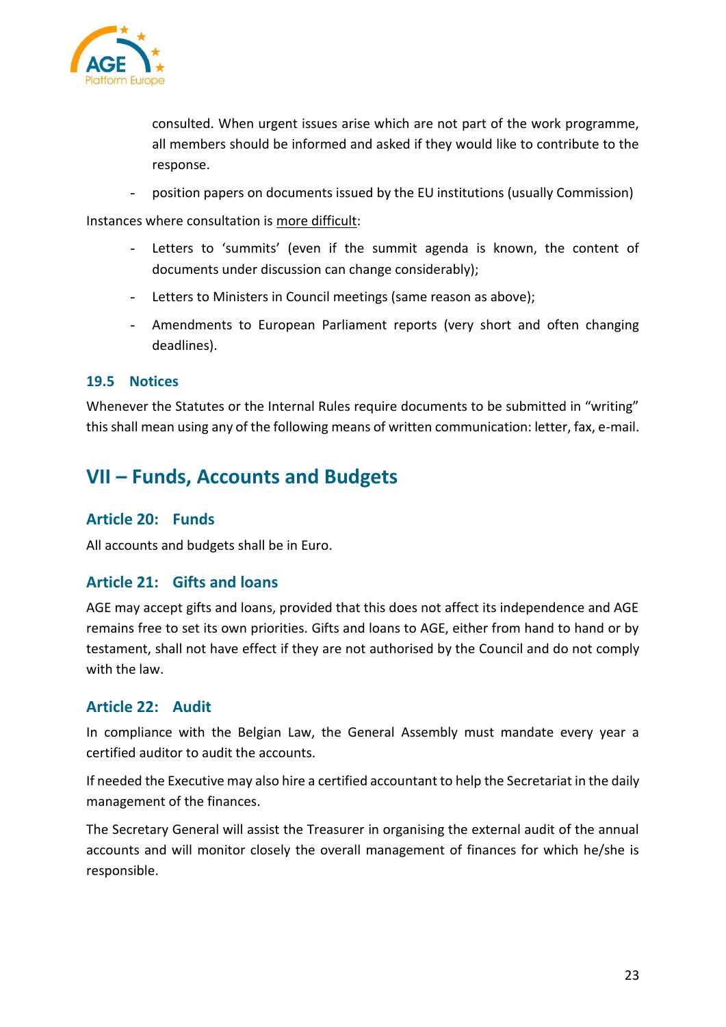consulted. When urgent issues arise which are not part of the work programme, all members should be informed and asked if they would like to contribute to the response.

- position papers on documents issued by the EU institutions (usually Commission)

Instances where consultation is <u>more difficult</u>:

- Letters to 'summits' (even if the summit agenda is known, the content of documents under discussion can change considerably);
- Letters to Ministers in Council meetings (same reason as above);
- Amendments to European Parliament reports (very short and often changing deadlines).

### 19.5 Notices

Whenever the Statutes or the Internal Rules require documents to be submitted in "writing" this shall mean using any of the following means of written communication: letter, fax, e-mail.

# VII – Funds, Accounts and Budgets

## Article 20: Funds

All accounts and budgets shall be in Euro.

## Article 21: Gifts and loans

AGE may accept gifts and loans, provided that this does not affect its independence and AGE remains free to set its own priorities. Gifts and loans to AGE, either from hand to hand or by testament, shall not have effect if they are not authorised by the Council and do not comply with the law.

## Article 22: Audit

In compliance with the Belgian Law, the General Assembly must mandate every year a certified auditor to audit the accounts.

If needed the Executive may also hire a certified accountant to help the Secretariat in the daily management of the finances.

The Secretary General will assist the Treasurer in organising the external audit of the annual accounts and will monitor closely the overall management of finances for which he/she is responsible.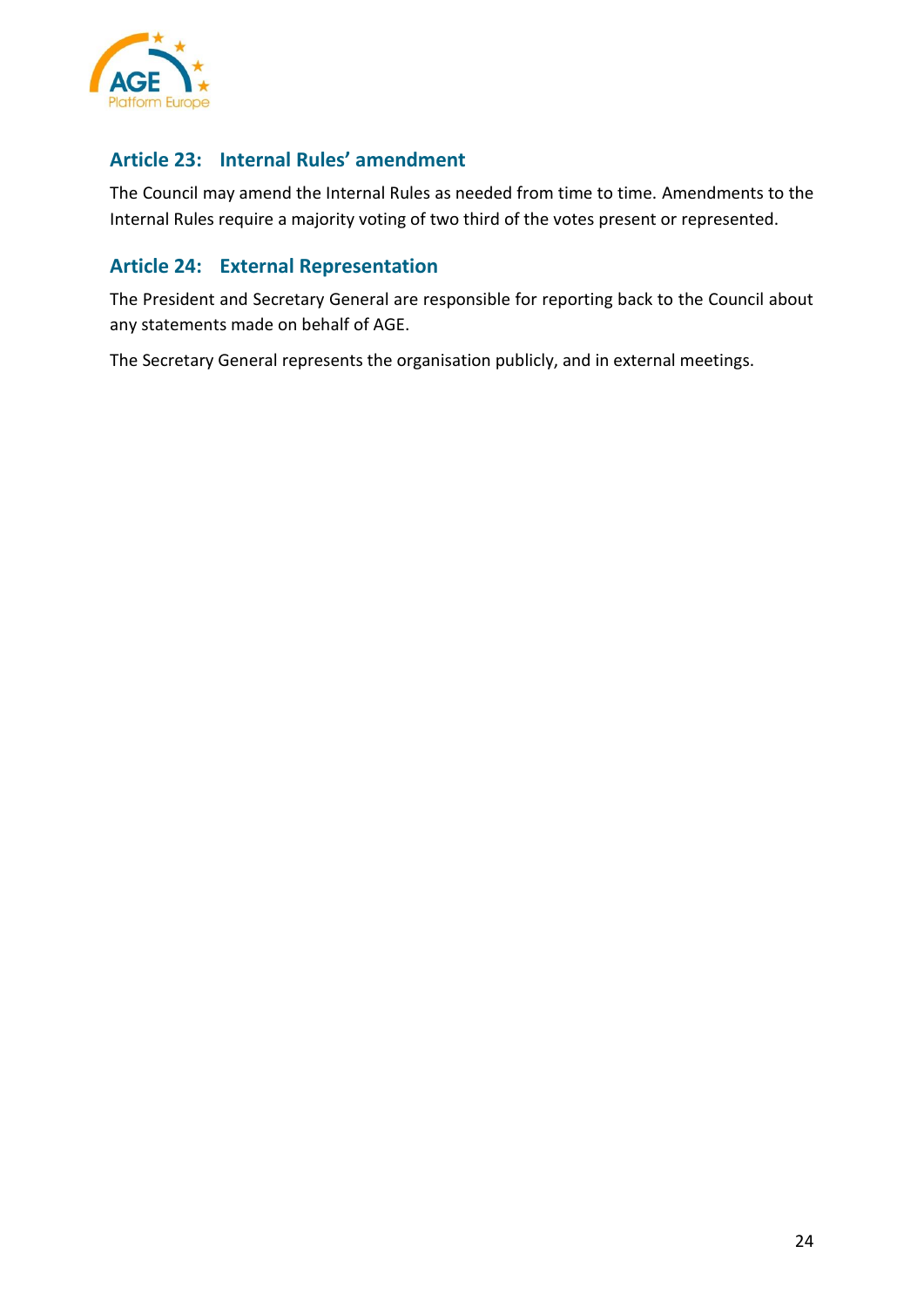## Article 23: Internal Rules' amendment

The Council may amend the Internal Rules as needed from time to time. Amendments to the Internal Rules require a majority voting of two third of the votes present or represented.

## Article 24: External Representation

The President and Secretary General are responsible for reporting back to the Council about any statements made on behalf of AGE.

The Secretary General represents the organisation publicly, and in external meetings.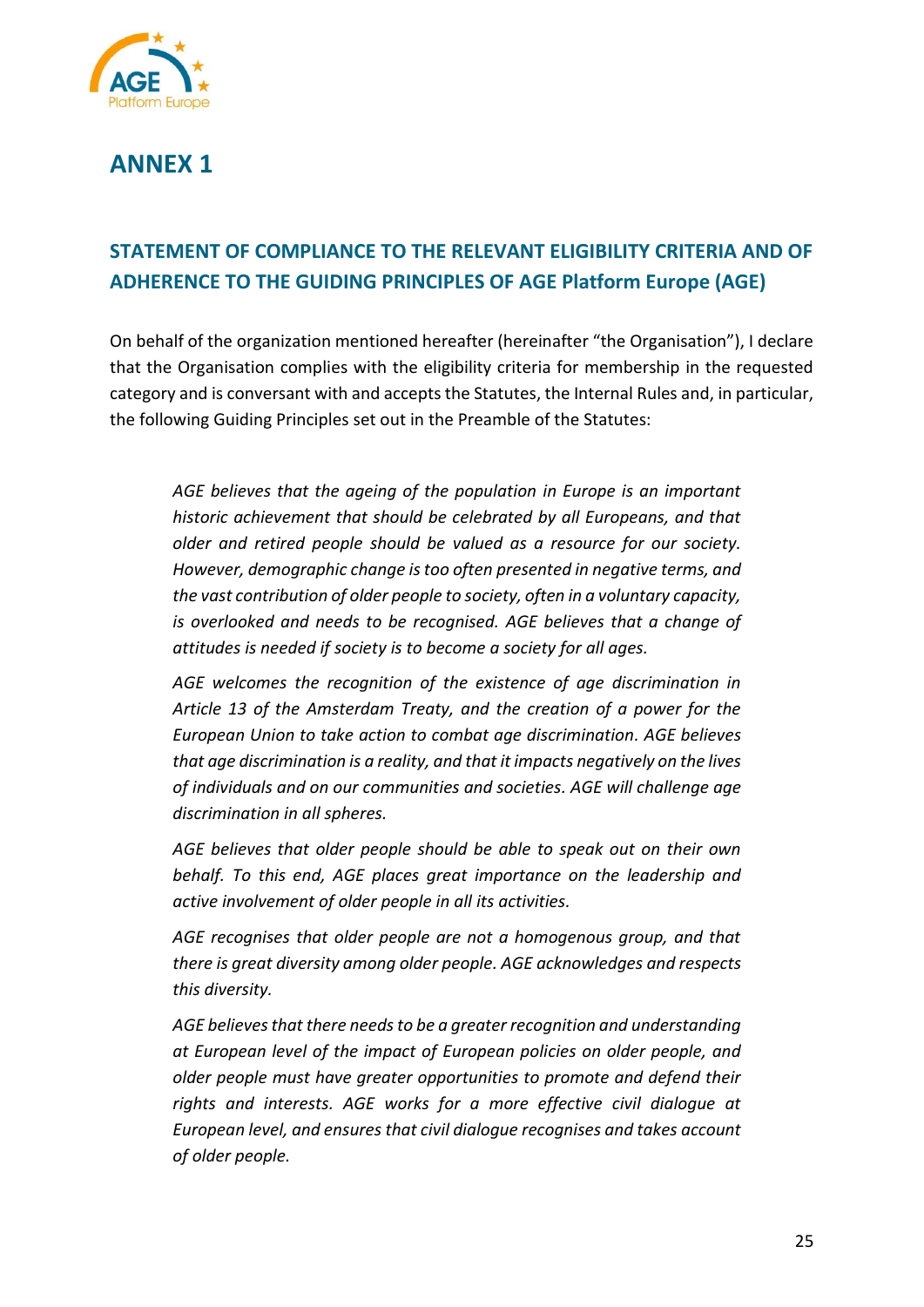# ANNEX 1

## STATEMENT OF COMPLIANCE TO THE RELEVANT ELIGIBILITY CRITERIA AND OF ADHERENCE TO THE GUIDING PRINCIPLES OF AGE Platform Europe (AGE)

On behalf of the organization mentioned hereafter (hereinafter "the Organisation"), I declare that the Organisation complies with the eligibility criteria for membership in the requested category and is conversant with and accepts the Statutes, the Internal Rules and, in particular, the following Guiding Principles set out in the Preamble of the Statutes:

> *AGE believes that the ageing of the population in Europe is an important historic achievement that should be celebrated by all Europeans, and that older and retired people should be valued as a resource for our society. However, demographic change is too often presented in negative terms, and the vast contribution of older people to society, often in a voluntary capacity, is overlooked and needs to be recognised. AGE believes that a change of attitudes is needed if society is to become a society for all ages.*
>
> *AGE welcomes the recognition of the existence of age discrimination in Article 13 of the Amsterdam Treaty, and the creation of a power for the European Union to take action to combat age discrimination. AGE believes that age discrimination is a reality, and that it impacts negatively on the lives of individuals and on our communities and societies. AGE will challenge age discrimination in all spheres.*
>
> *AGE believes that older people should be able to speak out on their own behalf. To this end, AGE places great importance on the leadership and active involvement of older people in all its activities.*
>
> *AGE recognises that older people are not a homogenous group, and that there is great diversity among older people. AGE acknowledges and respects this diversity.*
>
> *AGE believes that there needs to be a greater recognition and understanding at European level of the impact of European policies on older people, and older people must have greater opportunities to promote and defend their rights and interests. AGE works for a more effective civil dialogue at European level, and ensures that civil dialogue recognises and takes account of older people.*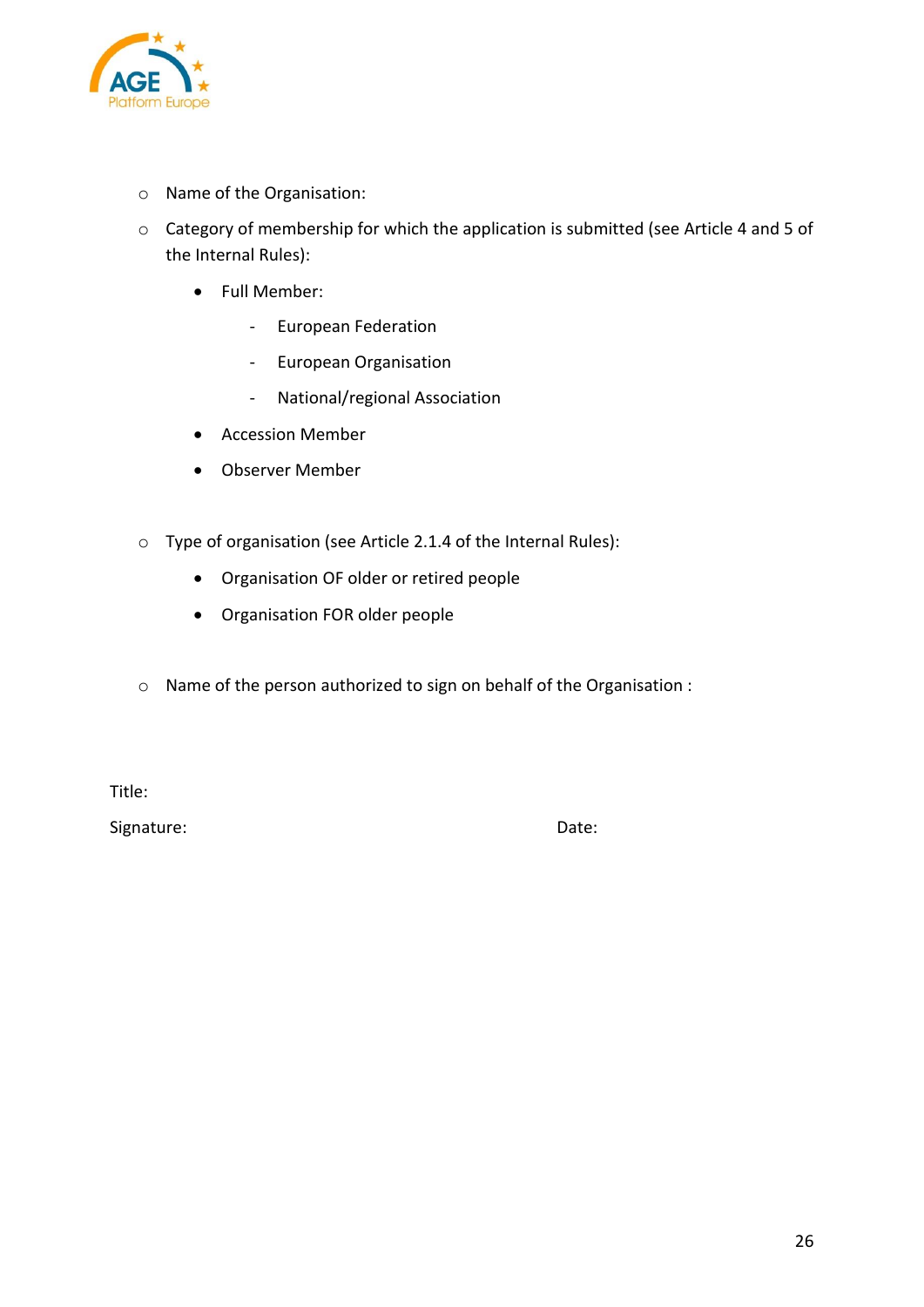- Name of the Organisation:
- Category of membership for which the application is submitted (see Article 4 and 5 of the Internal Rules):
  - Full Member:
    - European Federation
    - European Organisation
    - National/regional Association
  - Accession Member
  - Observer Member

- Type of organisation (see Article 2.1.4 of the Internal Rules):
  - Organisation OF older or retired people
  - Organisation FOR older people

- Name of the person authorized to sign on behalf of the Organisation :

Title:

Signature: Date: